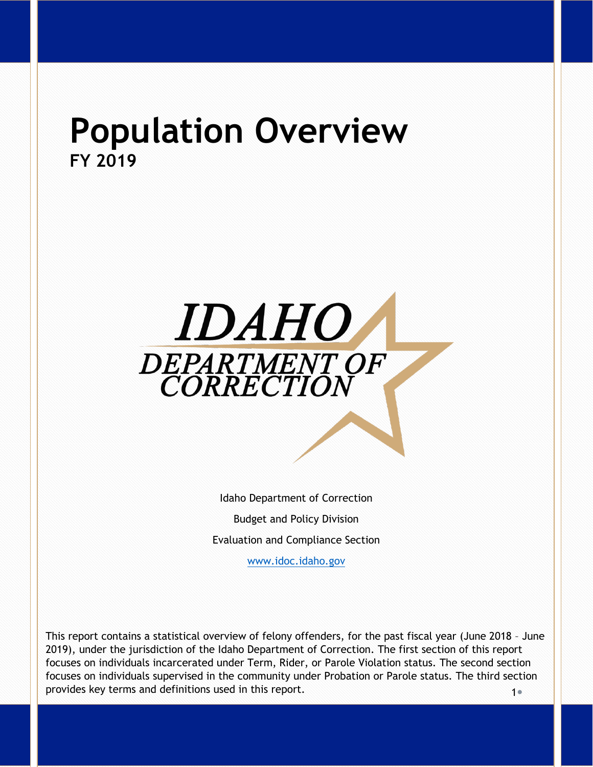# Population Overview

**FY 2019**

IDAHO DEPARTMENT OF CORRECTION

Idaho Department of Correction

Budget and Policy Division

Evaluation and Compliance Section

www.idoc.idaho.gov

This report contains a statistical overview of felony offenders, for the past fiscal year (June 2018 – June 2019), under the jurisdiction of the Idaho Department of Correction. The first section of this report focuses on individuals incarcerated under Term, Rider, or Parole Violation status. The second section focuses on individuals supervised in the community under Probation or Parole status. The third section provides key terms and definitions used in this report.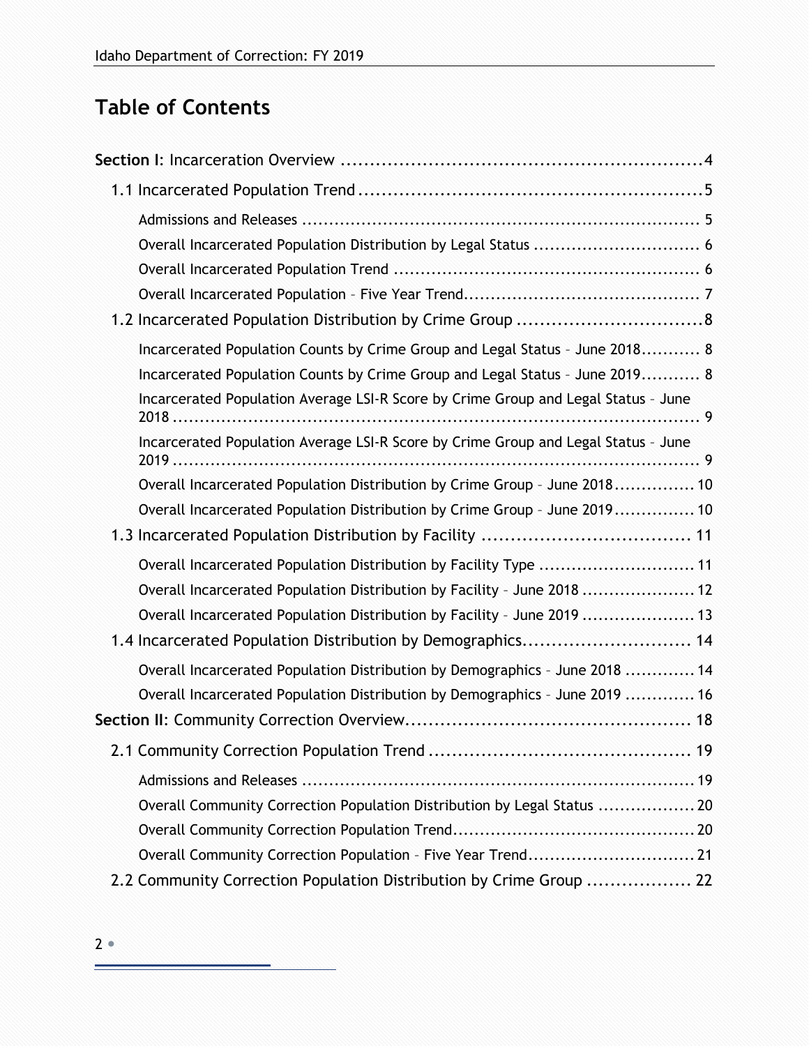# Table of Contents

**Section I**: Incarceration Overview ....................................................................4

- 1.1 Incarcerated Population Trend ....................................................................5
  - Admissions and Releases ....................................................................5
  - Overall Incarcerated Population Distribution by Legal Status ....................................................................6
  - Overall Incarcerated Population Trend ....................................................................6
  - Overall Incarcerated Population – Five Year Trend ....................................................................7
- 1.2 Incarcerated Population Distribution by Crime Group ....................................................................8
  - Incarcerated Population Counts by Crime Group and Legal Status – June 2018 ....................................................................8
  - Incarcerated Population Counts by Crime Group and Legal Status – June 2019 ....................................................................8
  - Incarcerated Population Average LSI-R Score by Crime Group and Legal Status – June 2018 ....................................................................9
  - Incarcerated Population Average LSI-R Score by Crime Group and Legal Status – June 2019 ....................................................................9
  - Overall Incarcerated Population Distribution by Crime Group – June 2018 ....................................................................10
  - Overall Incarcerated Population Distribution by Crime Group – June 2019 ....................................................................10
- 1.3 Incarcerated Population Distribution by Facility ....................................................................11
  - Overall Incarcerated Population Distribution by Facility Type ....................................................................11
  - Overall Incarcerated Population Distribution by Facility – June 2018 ....................................................................12
  - Overall Incarcerated Population Distribution by Facility – June 2019 ....................................................................13
- 1.4 Incarcerated Population Distribution by Demographics ....................................................................14
  - Overall Incarcerated Population Distribution by Demographics – June 2018 ....................................................................14
  - Overall Incarcerated Population Distribution by Demographics – June 2019 ....................................................................16

**Section II**: Community Correction Overview ....................................................................18

- 2.1 Community Correction Population Trend ....................................................................19
  - Admissions and Releases ....................................................................19
  - Overall Community Correction Population Distribution by Legal Status ....................................................................20
  - Overall Community Correction Population Trend ....................................................................20
  - Overall Community Correction Population – Five Year Trend ....................................................................21
- 2.2 Community Correction Population Distribution by Crime Group ....................................................................22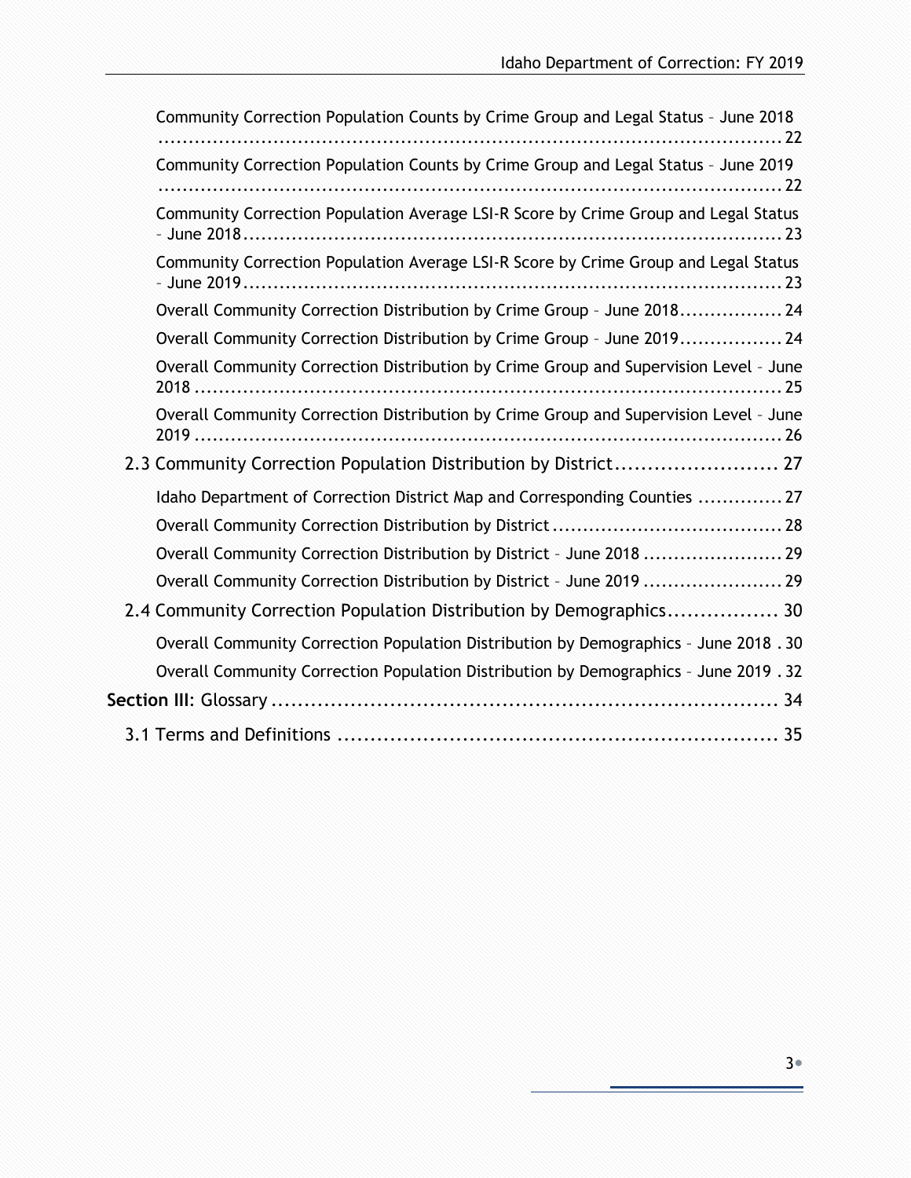Community Correction Population Counts by Crime Group and Legal Status – June 2018 ........................................................................................................22

Community Correction Population Counts by Crime Group and Legal Status – June 2019 ........................................................................................................22

Community Correction Population Average LSI-R Score by Crime Group and Legal Status – June 2018........................................................................................23

Community Correction Population Average LSI-R Score by Crime Group and Legal Status – June 2019........................................................................................23

Overall Community Correction Distribution by Crime Group – June 2018..................24

Overall Community Correction Distribution by Crime Group – June 2019..................24

Overall Community Correction Distribution by Crime Group and Supervision Level – June 2018 ........................................................................................................25

Overall Community Correction Distribution by Crime Group and Supervision Level – June 2019 ........................................................................................................26

2.3 Community Correction Population Distribution by District......................... 27

Idaho Department of Correction District Map and Corresponding Counties .............27

Overall Community Correction Distribution by District.......................................28

Overall Community Correction Distribution by District – June 2018 .......................29

Overall Community Correction Distribution by District – June 2019 .......................29

2.4 Community Correction Population Distribution by Demographics................. 30

Overall Community Correction Population Distribution by Demographics – June 2018 . 30

Overall Community Correction Population Distribution by Demographics – June 2019 . 32

**Section III**: Glossary ............................................................................ 34

3.1 Terms and Definitions ................................................................... 35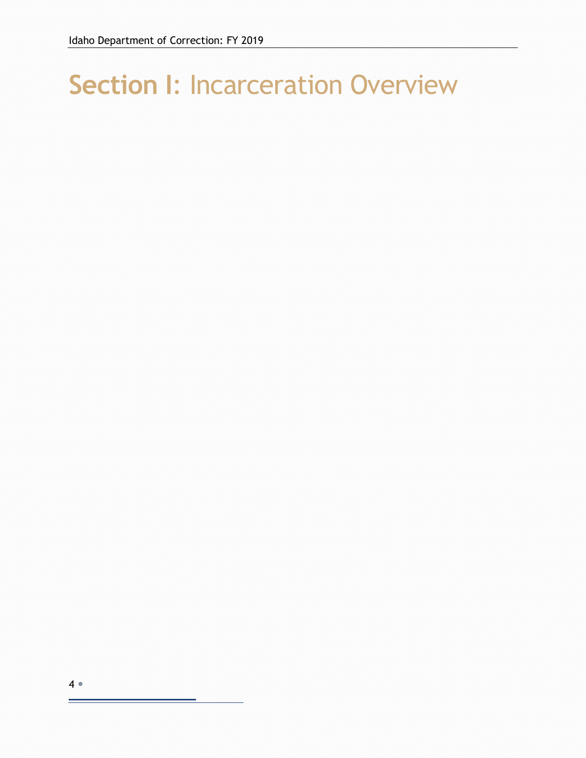# Section I: Incarceration Overview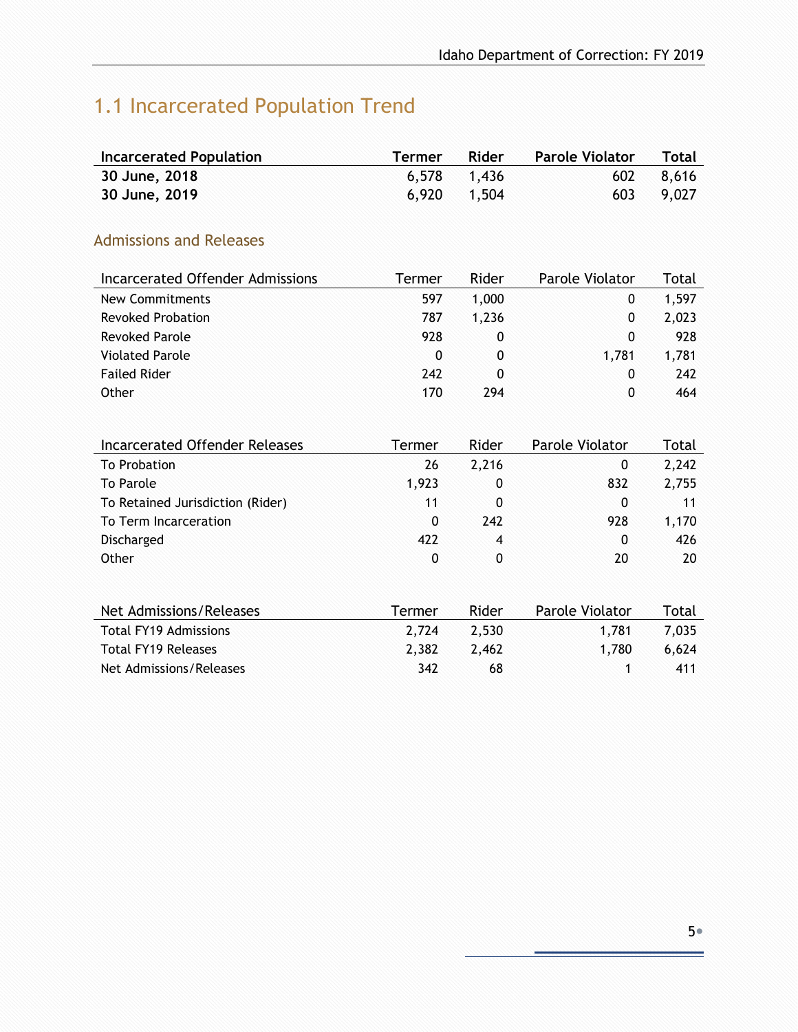# 1.1 Incarcerated Population Trend

| Incarcerated Population | Termer | Rider | Parole Violator | Total |
|---|---|---|---|---|
| **30 June, 2018** | 6,578 | 1,436 | 602 | 8,616 |
| **30 June, 2019** | 6,920 | 1,504 | 603 | 9,027 |

## Admissions and Releases

| Incarcerated Offender Admissions | Termer | Rider | Parole Violator | Total |
|---|---|---|---|---|
| New Commitments | 597 | 1,000 | 0 | 1,597 |
| Revoked Probation | 787 | 1,236 | 0 | 2,023 |
| Revoked Parole | 928 | 0 | 0 | 928 |
| Violated Parole | 0 | 0 | 1,781 | 1,781 |
| Failed Rider | 242 | 0 | 0 | 242 |
| Other | 170 | 294 | 0 | 464 |

| Incarcerated Offender Releases | Termer | Rider | Parole Violator | Total |
|---|---|---|---|---|
| To Probation | 26 | 2,216 | 0 | 2,242 |
| To Parole | 1,923 | 0 | 832 | 2,755 |
| To Retained Jurisdiction (Rider) | 11 | 0 | 0 | 11 |
| To Term Incarceration | 0 | 242 | 928 | 1,170 |
| Discharged | 422 | 4 | 0 | 426 |
| Other | 0 | 0 | 20 | 20 |

| Net Admissions/Releases | Termer | Rider | Parole Violator | Total |
|---|---|---|---|---|
| Total FY19 Admissions | 2,724 | 2,530 | 1,781 | 7,035 |
| Total FY19 Releases | 2,382 | 2,462 | 1,780 | 6,624 |
| Net Admissions/Releases | 342 | 68 | 1 | 411 |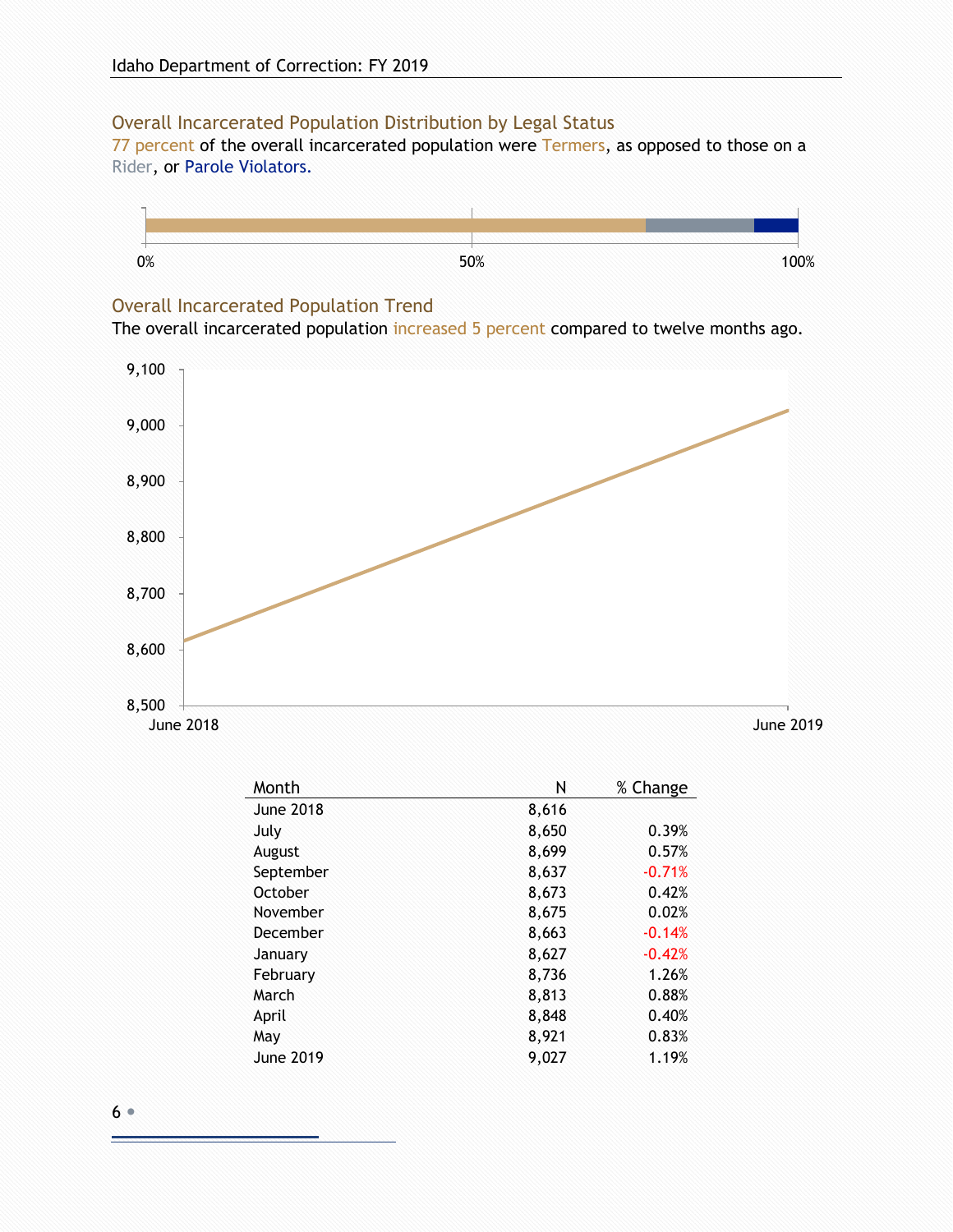## Overall Incarcerated Population Distribution by Legal Status

77 percent of the overall incarcerated population were Termers, as opposed to those on a Rider, or Parole Violators.

## Overall Incarcerated Population Trend

The overall incarcerated population increased 5 percent compared to twelve months ago.

| Month | N | % Change |
|---|---|---|
| June 2018 | 8,616 | |
| July | 8,650 | 0.39% |
| August | 8,699 | 0.57% |
| September | 8,637 | -0.71% |
| October | 8,673 | 0.42% |
| November | 8,675 | 0.02% |
| December | 8,663 | -0.14% |
| January | 8,627 | -0.42% |
| February | 8,736 | 1.26% |
| March | 8,813 | 0.88% |
| April | 8,848 | 0.40% |
| May | 8,921 | 0.83% |
| June 2019 | 9,027 | 1.19% |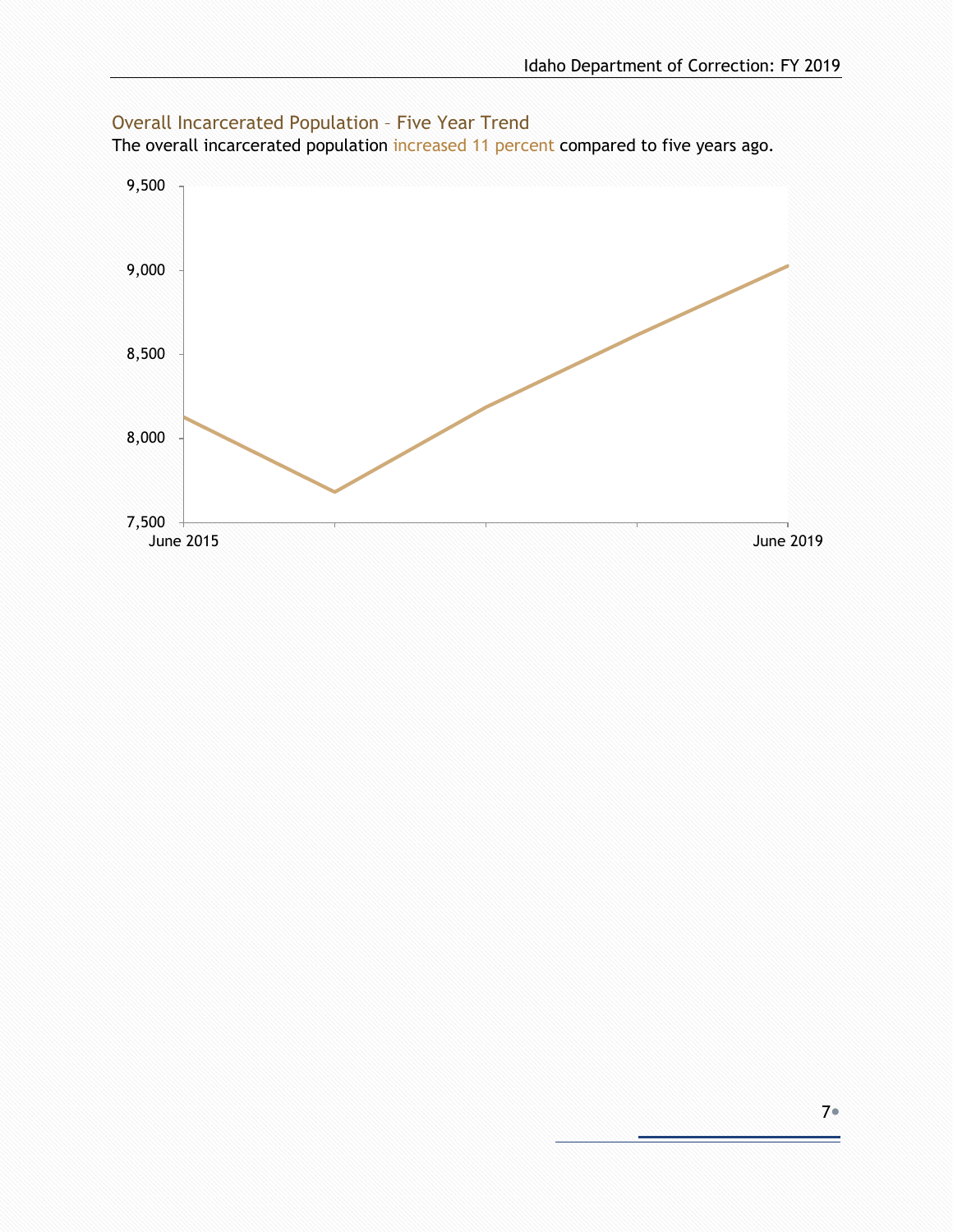## Overall Incarcerated Population – Five Year Trend

The overall incarcerated population increased 11 percent compared to five years ago.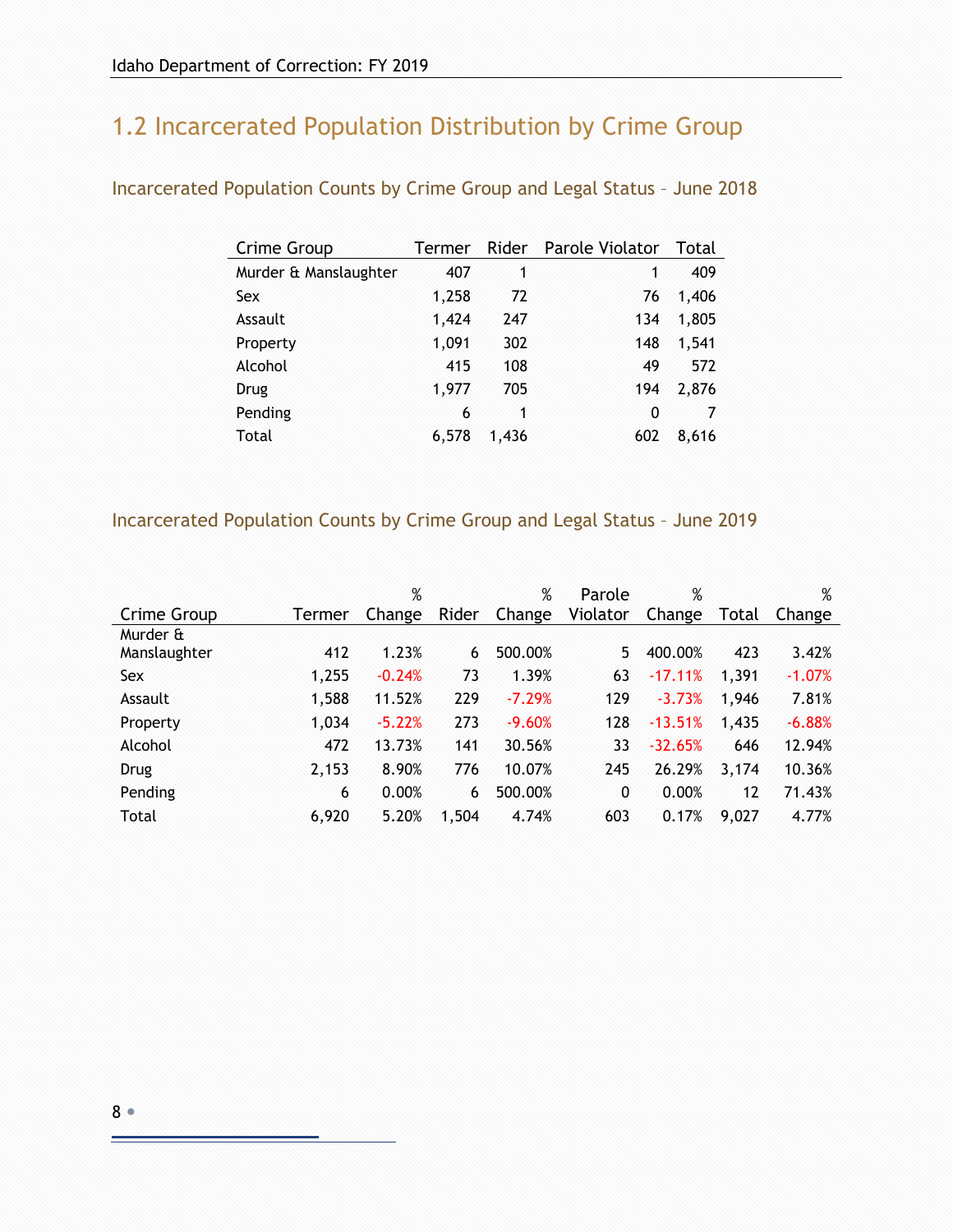## 1.2 Incarcerated Population Distribution by Crime Group

### Incarcerated Population Counts by Crime Group and Legal Status – June 2018

| Crime Group | Termer | Rider | Parole Violator | Total |
|---|---|---|---|---|
| Murder & Manslaughter | 407 | 1 | 1 | 409 |
| Sex | 1,258 | 72 | 76 | 1,406 |
| Assault | 1,424 | 247 | 134 | 1,805 |
| Property | 1,091 | 302 | 148 | 1,541 |
| Alcohol | 415 | 108 | 49 | 572 |
| Drug | 1,977 | 705 | 194 | 2,876 |
| Pending | 6 | 1 | 0 | 7 |
| Total | 6,578 | 1,436 | 602 | 8,616 |

### Incarcerated Population Counts by Crime Group and Legal Status – June 2019

| Crime Group | Termer | % Change | Rider | % Change | Parole Violator | % Change | Total | % Change |
|---|---|---|---|---|---|---|---|---|
| Murder & Manslaughter | 412 | 1.23% | 6 | 500.00% | 5 | 400.00% | 423 | 3.42% |
| Sex | 1,255 | -0.24% | 73 | 1.39% | 63 | -17.11% | 1,391 | -1.07% |
| Assault | 1,588 | 11.52% | 229 | -7.29% | 129 | -3.73% | 1,946 | 7.81% |
| Property | 1,034 | -5.22% | 273 | -9.60% | 128 | -13.51% | 1,435 | -6.88% |
| Alcohol | 472 | 13.73% | 141 | 30.56% | 33 | -32.65% | 646 | 12.94% |
| Drug | 2,153 | 8.90% | 776 | 10.07% | 245 | 26.29% | 3,174 | 10.36% |
| Pending | 6 | 0.00% | 6 | 500.00% | 0 | 0.00% | 12 | 71.43% |
| Total | 6,920 | 5.20% | 1,504 | 4.74% | 603 | 0.17% | 9,027 | 4.77% |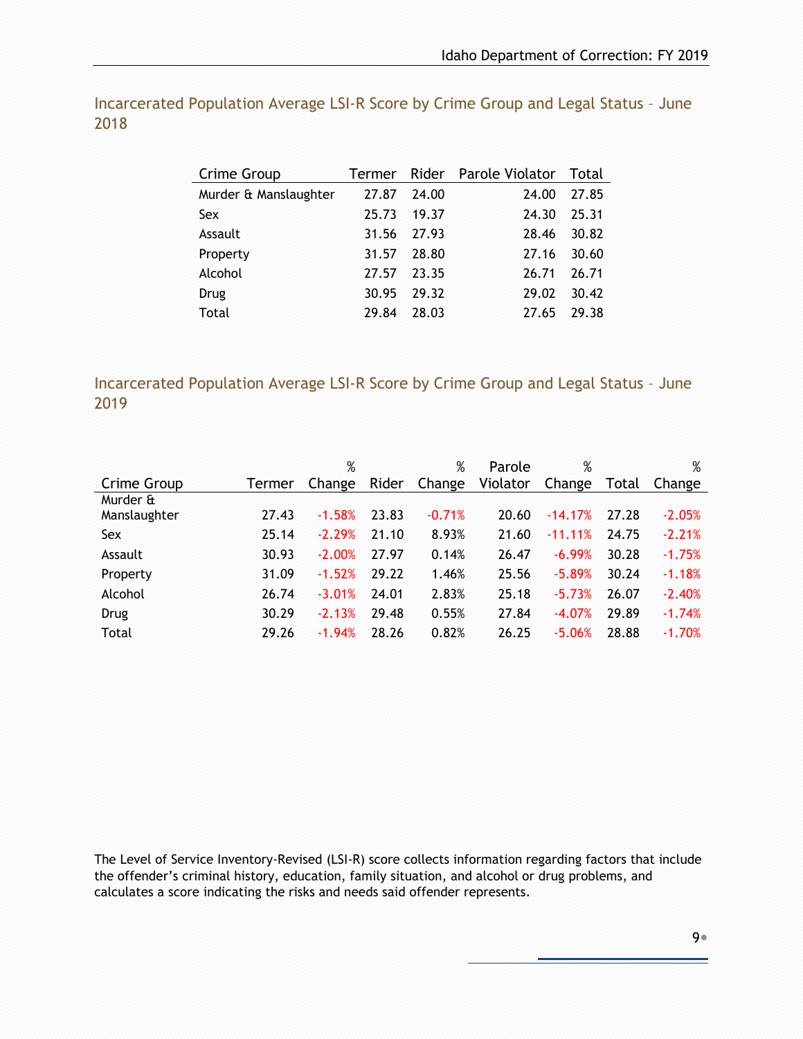## Incarcerated Population Average LSI-R Score by Crime Group and Legal Status – June 2018

| Crime Group | Termer | Rider | Parole Violator | Total |
|---|---|---|---|---|
| Murder & Manslaughter | 27.87 | 24.00 | 24.00 | 27.85 |
| Sex | 25.73 | 19.37 | 24.30 | 25.31 |
| Assault | 31.56 | 27.93 | 28.46 | 30.82 |
| Property | 31.57 | 28.80 | 27.16 | 30.60 |
| Alcohol | 27.57 | 23.35 | 26.71 | 26.71 |
| Drug | 30.95 | 29.32 | 29.02 | 30.42 |
| Total | 29.84 | 28.03 | 27.65 | 29.38 |

## Incarcerated Population Average LSI-R Score by Crime Group and Legal Status – June 2019

| Crime Group | Termer | % Change | Rider | % Change | Parole Violator | % Change | Total | % Change |
|---|---|---|---|---|---|---|---|---|
| Murder & Manslaughter | 27.43 | -1.58% | 23.83 | -0.71% | 20.60 | -14.17% | 27.28 | -2.05% |
| Sex | 25.14 | -2.29% | 21.10 | 8.93% | 21.60 | -11.11% | 24.75 | -2.21% |
| Assault | 30.93 | -2.00% | 27.97 | 0.14% | 26.47 | -6.99% | 30.28 | -1.75% |
| Property | 31.09 | -1.52% | 29.22 | 1.46% | 25.56 | -5.89% | 30.24 | -1.18% |
| Alcohol | 26.74 | -3.01% | 24.01 | 2.83% | 25.18 | -5.73% | 26.07 | -2.40% |
| Drug | 30.29 | -2.13% | 29.48 | 0.55% | 27.84 | -4.07% | 29.89 | -1.74% |
| Total | 29.26 | -1.94% | 28.26 | 0.82% | 26.25 | -5.06% | 28.88 | -1.70% |

The Level of Service Inventory-Revised (LSI-R) score collects information regarding factors that include the offender's criminal history, education, family situation, and alcohol or drug problems, and calculates a score indicating the risks and needs said offender represents.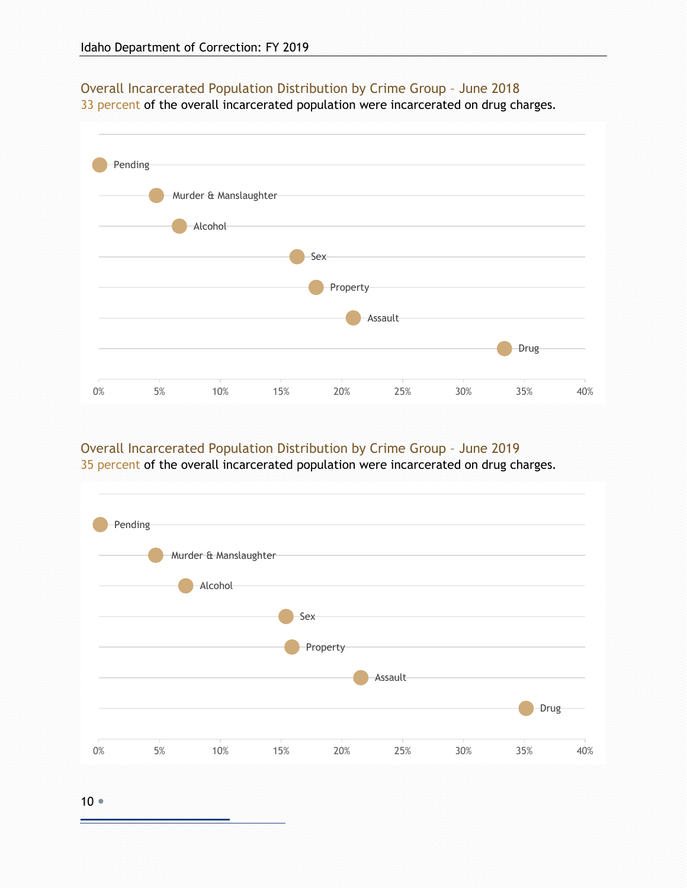## Overall Incarcerated Population Distribution by Crime Group – June 2018

33 percent of the overall incarcerated population were incarcerated on drug charges.

Pending

Murder & Manslaughter

Alcohol

Sex

Property

Assault

Drug

0% 5% 10% 15% 20% 25% 30% 35% 40%

## Overall Incarcerated Population Distribution by Crime Group – June 2019

35 percent of the overall incarcerated population were incarcerated on drug charges.

Pending

Murder & Manslaughter

Alcohol

Sex

Property

Assault

Drug

0% 5% 10% 15% 20% 25% 30% 35% 40%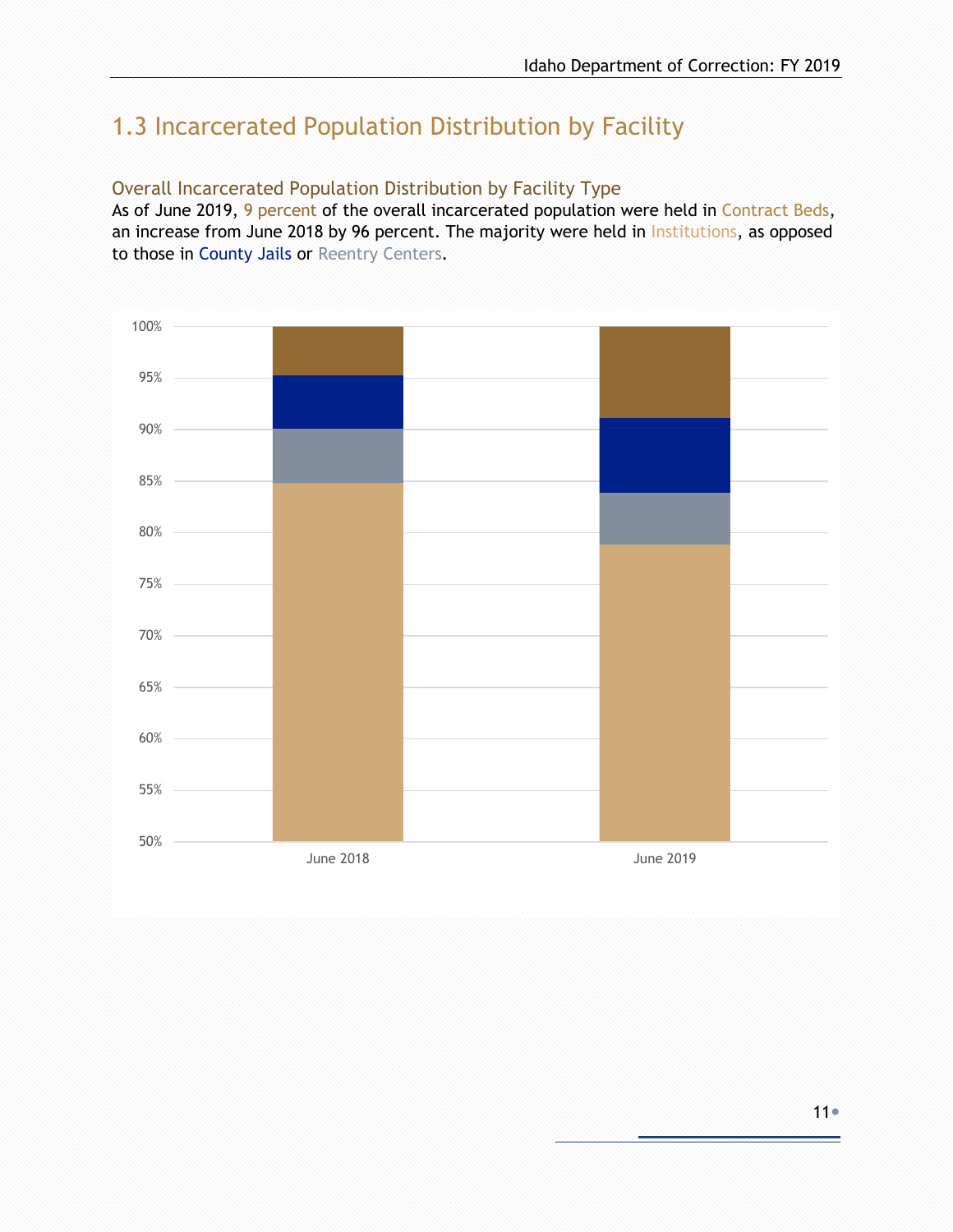# 1.3 Incarcerated Population Distribution by Facility

### Overall Incarcerated Population Distribution by Facility Type

As of June 2019, 9 percent of the overall incarcerated population were held in Contract Beds, an increase from June 2018 by 96 percent. The majority were held in Institutions, as opposed to those in County Jails or Reentry Centers.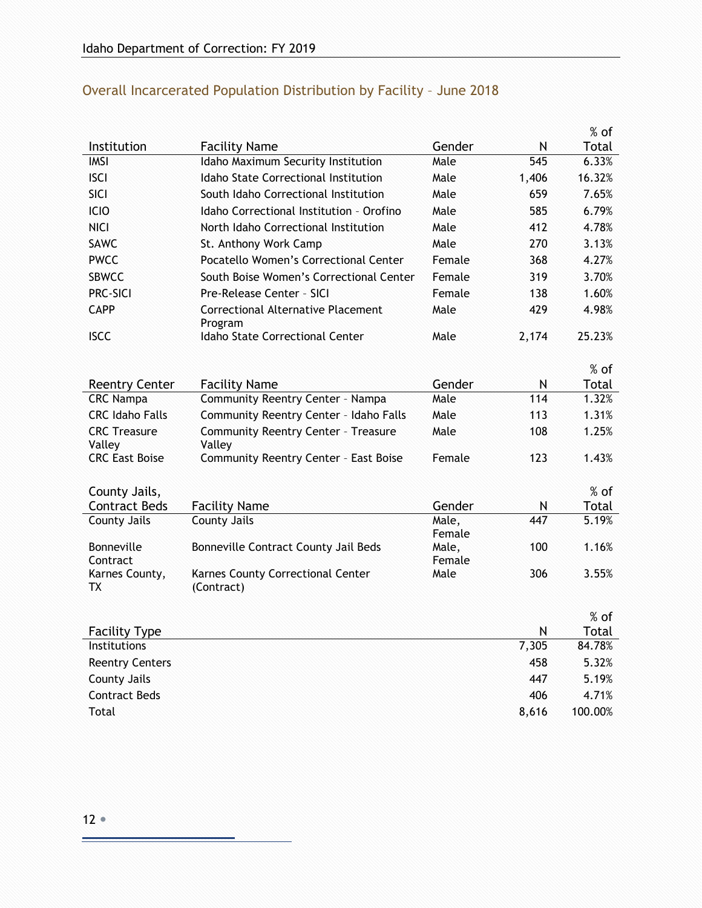## Overall Incarcerated Population Distribution by Facility – June 2018

| Institution | Facility Name | Gender | N | % of Total |
|---|---|---|---|---|
| IMSI | Idaho Maximum Security Institution | Male | 545 | 6.33% |
| ISCI | Idaho State Correctional Institution | Male | 1,406 | 16.32% |
| SICI | South Idaho Correctional Institution | Male | 659 | 7.65% |
| ICIO | Idaho Correctional Institution – Orofino | Male | 585 | 6.79% |
| NICI | North Idaho Correctional Institution | Male | 412 | 4.78% |
| SAWC | St. Anthony Work Camp | Male | 270 | 3.13% |
| PWCC | Pocatello Women's Correctional Center | Female | 368 | 4.27% |
| SBWCC | South Boise Women's Correctional Center | Female | 319 | 3.70% |
| PRC-SICI | Pre-Release Center – SICI | Female | 138 | 1.60% |
| CAPP | Correctional Alternative Placement Program | Male | 429 | 4.98% |
| ISCC | Idaho State Correctional Center | Male | 2,174 | 25.23% |

| Reentry Center | Facility Name | Gender | N | % of Total |
|---|---|---|---|---|
| CRC Nampa | Community Reentry Center – Nampa | Male | 114 | 1.32% |
| CRC Idaho Falls | Community Reentry Center – Idaho Falls | Male | 113 | 1.31% |
| CRC Treasure Valley | Community Reentry Center – Treasure Valley | Male | 108 | 1.25% |
| CRC East Boise | Community Reentry Center – East Boise | Female | 123 | 1.43% |

| County Jails, Contract Beds | Facility Name | Gender | N | % of Total |
|---|---|---|---|---|
| County Jails | County Jails | Male, Female | 447 | 5.19% |
| Bonneville Contract | Bonneville Contract County Jail Beds | Male, Female | 100 | 1.16% |
| Karnes County, TX | Karnes County Correctional Center (Contract) | Male | 306 | 3.55% |

| Facility Type | N | % of Total |
|---|---|---|
| Institutions | 7,305 | 84.78% |
| Reentry Centers | 458 | 5.32% |
| County Jails | 447 | 5.19% |
| Contract Beds | 406 | 4.71% |
| Total | 8,616 | 100.00% |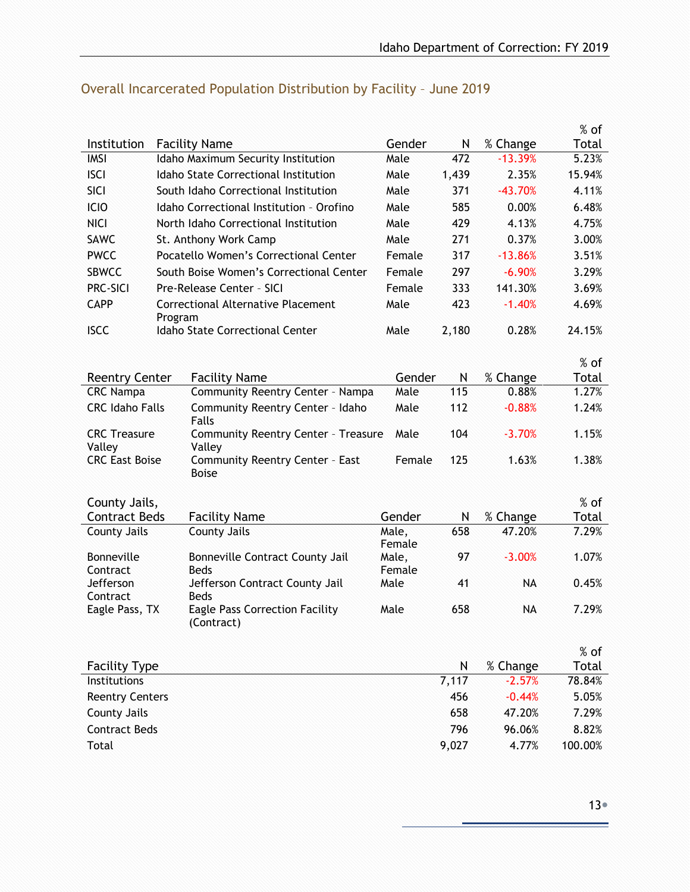## Overall Incarcerated Population Distribution by Facility – June 2019

| Institution | Facility Name | Gender | N | % Change | % of Total |
|---|---|---|---|---|---|
| IMSI | Idaho Maximum Security Institution | Male | 472 | -13.39% | 5.23% |
| ISCI | Idaho State Correctional Institution | Male | 1,439 | 2.35% | 15.94% |
| SICI | South Idaho Correctional Institution | Male | 371 | -43.70% | 4.11% |
| ICIO | Idaho Correctional Institution – Orofino | Male | 585 | 0.00% | 6.48% |
| NICI | North Idaho Correctional Institution | Male | 429 | 4.13% | 4.75% |
| SAWC | St. Anthony Work Camp | Male | 271 | 0.37% | 3.00% |
| PWCC | Pocatello Women's Correctional Center | Female | 317 | -13.86% | 3.51% |
| SBWCC | South Boise Women's Correctional Center | Female | 297 | -6.90% | 3.29% |
| PRC-SICI | Pre-Release Center - SICI | Female | 333 | 141.30% | 3.69% |
| CAPP | Correctional Alternative Placement Program | Male | 423 | -1.40% | 4.69% |
| ISCC | Idaho State Correctional Center | Male | 2,180 | 0.28% | 24.15% |

| Reentry Center | Facility Name | Gender | N | % Change | % of Total |
|---|---|---|---|---|---|
| CRC Nampa | Community Reentry Center - Nampa | Male | 115 | 0.88% | 1.27% |
| CRC Idaho Falls | Community Reentry Center - Idaho Falls | Male | 112 | -0.88% | 1.24% |
| CRC Treasure Valley | Community Reentry Center - Treasure Valley | Male | 104 | -3.70% | 1.15% |
| CRC East Boise | Community Reentry Center - East Boise | Female | 125 | 1.63% | 1.38% |

| County Jails, Contract Beds | Facility Name | Gender | N | % Change | % of Total |
|---|---|---|---|---|---|
| County Jails | County Jails | Male, Female | 658 | 47.20% | 7.29% |
| Bonneville Contract | Bonneville Contract County Jail Beds | Male, Female | 97 | -3.00% | 1.07% |
| Jefferson Contract | Jefferson Contract County Jail Beds | Male | 41 | NA | 0.45% |
| Eagle Pass, TX | Eagle Pass Correction Facility (Contract) | Male | 658 | NA | 7.29% |

| Facility Type | N | % Change | % of Total |
|---|---|---|---|
| Institutions | 7,117 | -2.57% | 78.84% |
| Reentry Centers | 456 | -0.44% | 5.05% |
| County Jails | 658 | 47.20% | 7.29% |
| Contract Beds | 796 | 96.06% | 8.82% |
| Total | 9,027 | 4.77% | 100.00% |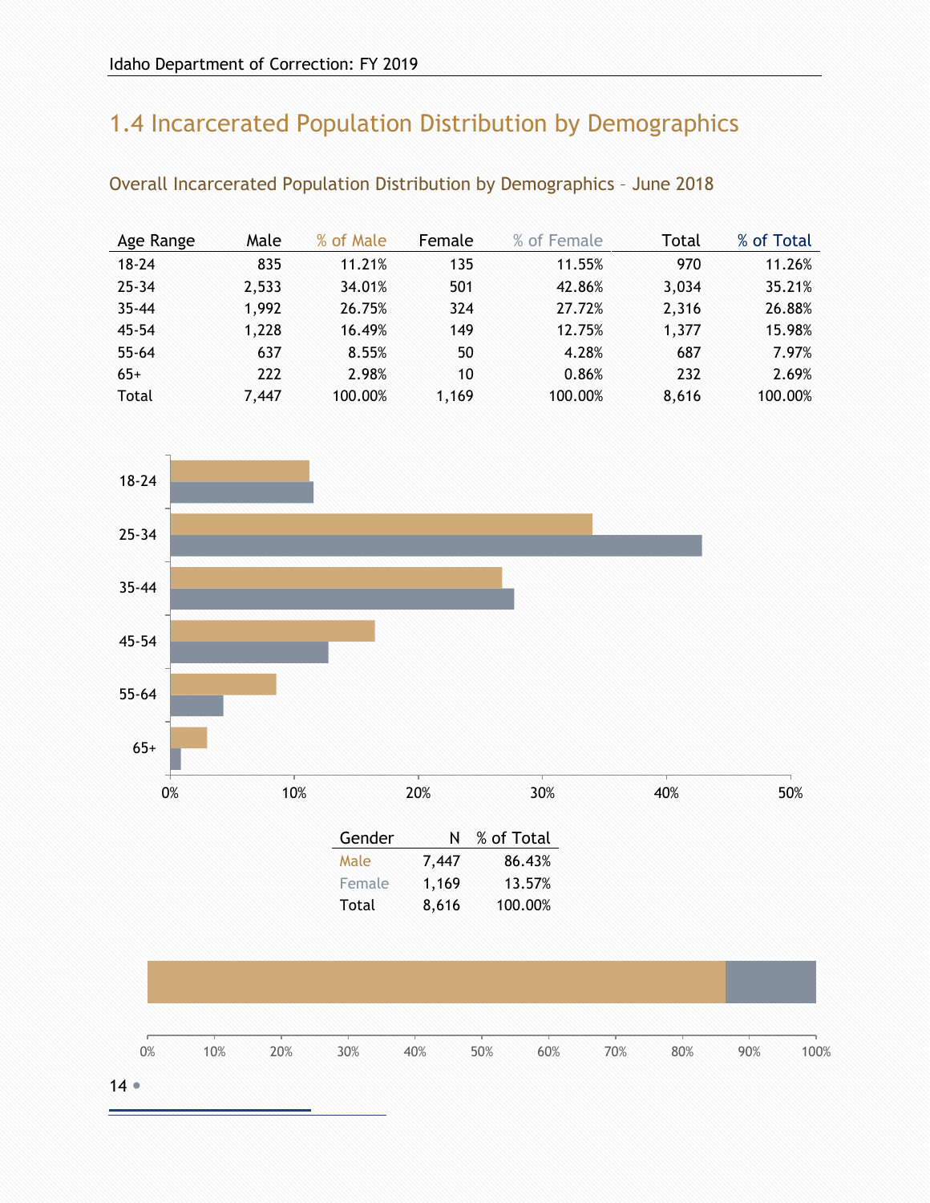# 1.4 Incarcerated Population Distribution by Demographics

## Overall Incarcerated Population Distribution by Demographics – June 2018

| Age Range | Male | % of Male | Female | % of Female | Total | % of Total |
|---|---|---|---|---|---|---|
| 18-24 | 835 | 11.21% | 135 | 11.55% | 970 | 11.26% |
| 25-34 | 2,533 | 34.01% | 501 | 42.86% | 3,034 | 35.21% |
| 35-44 | 1,992 | 26.75% | 324 | 27.72% | 2,316 | 26.88% |
| 45-54 | 1,228 | 16.49% | 149 | 12.75% | 1,377 | 15.98% |
| 55-64 | 637 | 8.55% | 50 | 4.28% | 687 | 7.97% |
| 65+ | 222 | 2.98% | 10 | 0.86% | 232 | 2.69% |
| Total | 7,447 | 100.00% | 1,169 | 100.00% | 8,616 | 100.00% |

| Gender | N | % of Total |
|---|---|---|
| Male | 7,447 | 86.43% |
| Female | 1,169 | 13.57% |
| Total | 8,616 | 100.00% |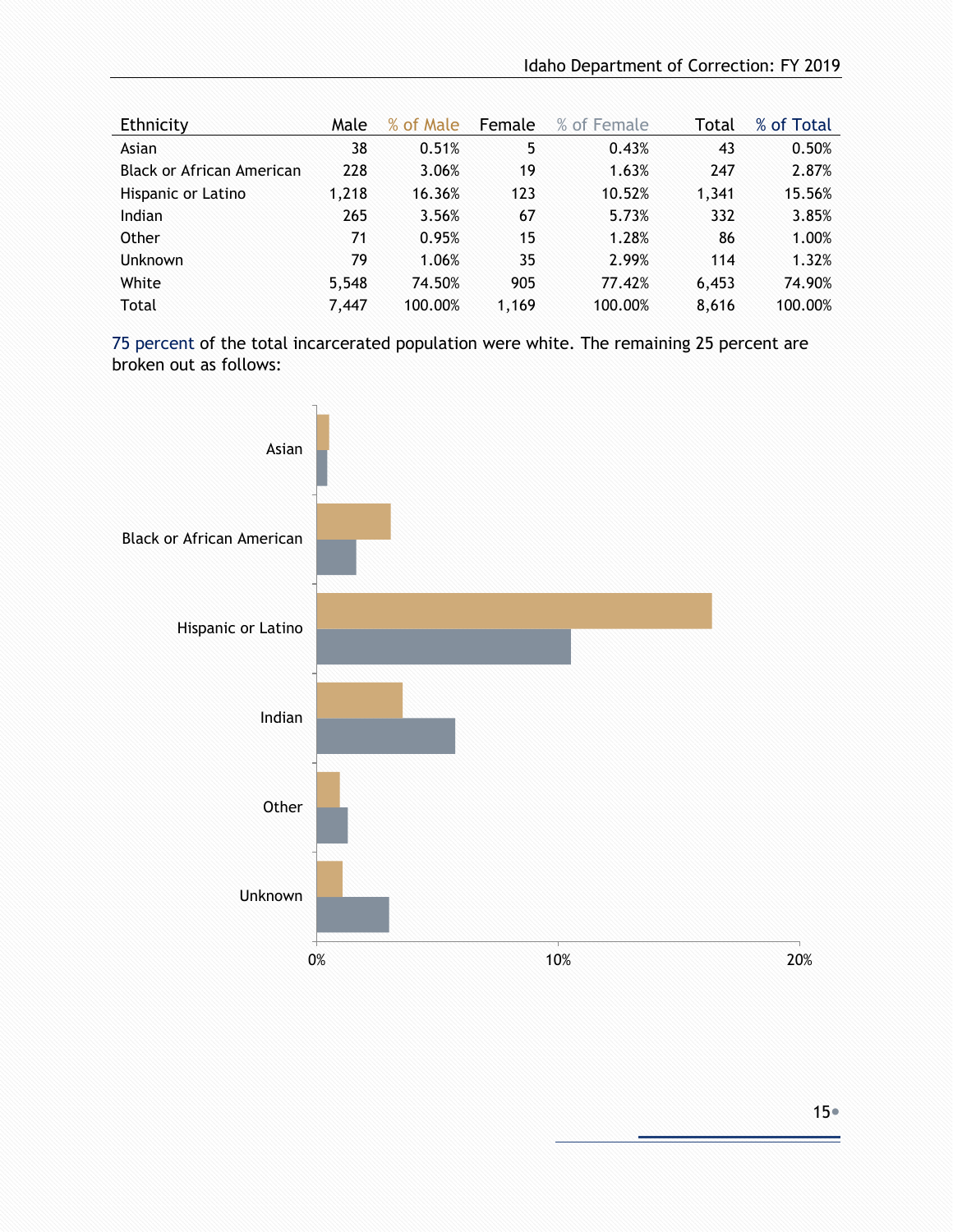| Ethnicity | Male | % of Male | Female | % of Female | Total | % of Total |
|---|---|---|---|---|---|---|
| Asian | 38 | 0.51% | 5 | 0.43% | 43 | 0.50% |
| Black or African American | 228 | 3.06% | 19 | 1.63% | 247 | 2.87% |
| Hispanic or Latino | 1,218 | 16.36% | 123 | 10.52% | 1,341 | 15.56% |
| Indian | 265 | 3.56% | 67 | 5.73% | 332 | 3.85% |
| Other | 71 | 0.95% | 15 | 1.28% | 86 | 1.00% |
| Unknown | 79 | 1.06% | 35 | 2.99% | 114 | 1.32% |
| White | 5,548 | 74.50% | 905 | 77.42% | 6,453 | 74.90% |
| Total | 7,447 | 100.00% | 1,169 | 100.00% | 8,616 | 100.00% |

75 percent of the total incarcerated population were white. The remaining 25 percent are broken out as follows:

Asian
Black or African American
Hispanic or Latino
Indian
Other
Unknown

0% 10% 20%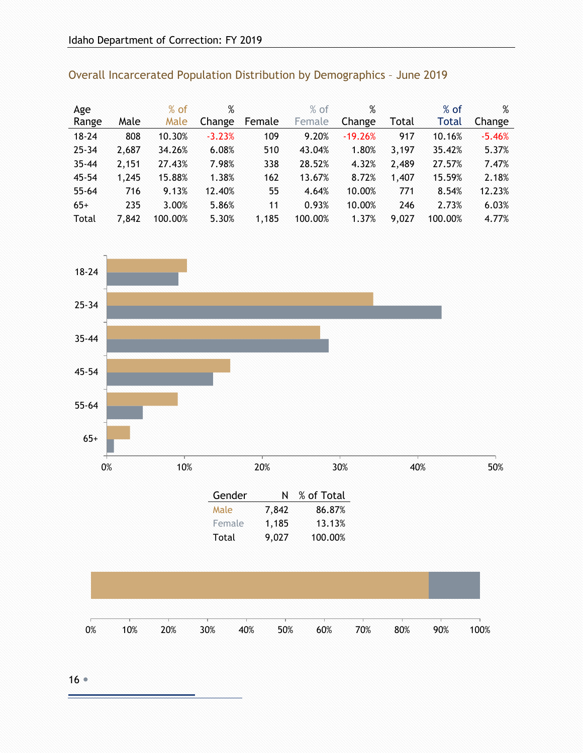## Overall Incarcerated Population Distribution by Demographics – June 2019

| Age Range | Male | % of Male | % Change | Female | % of Female | % Change | Total | % of Total | % Change |
|---|---|---|---|---|---|---|---|---|---|
| 18-24 | 808 | 10.30% | -3.23% | 109 | 9.20% | -19.26% | 917 | 10.16% | -5.46% |
| 25-34 | 2,687 | 34.26% | 6.08% | 510 | 43.04% | 1.80% | 3,197 | 35.42% | 5.37% |
| 35-44 | 2,151 | 27.43% | 7.98% | 338 | 28.52% | 4.32% | 2,489 | 27.57% | 7.47% |
| 45-54 | 1,245 | 15.88% | 1.38% | 162 | 13.67% | 8.72% | 1,407 | 15.59% | 2.18% |
| 55-64 | 716 | 9.13% | 12.40% | 55 | 4.64% | 10.00% | 771 | 8.54% | 12.23% |
| 65+ | 235 | 3.00% | 5.86% | 11 | 0.93% | 10.00% | 246 | 2.73% | 6.03% |
| Total | 7,842 | 100.00% | 5.30% | 1,185 | 100.00% | 1.37% | 9,027 | 100.00% | 4.77% |

| Gender | N | % of Total |
|---|---|---|
| Male | 7,842 | 86.87% |
| Female | 1,185 | 13.13% |
| Total | 9,027 | 100.00% |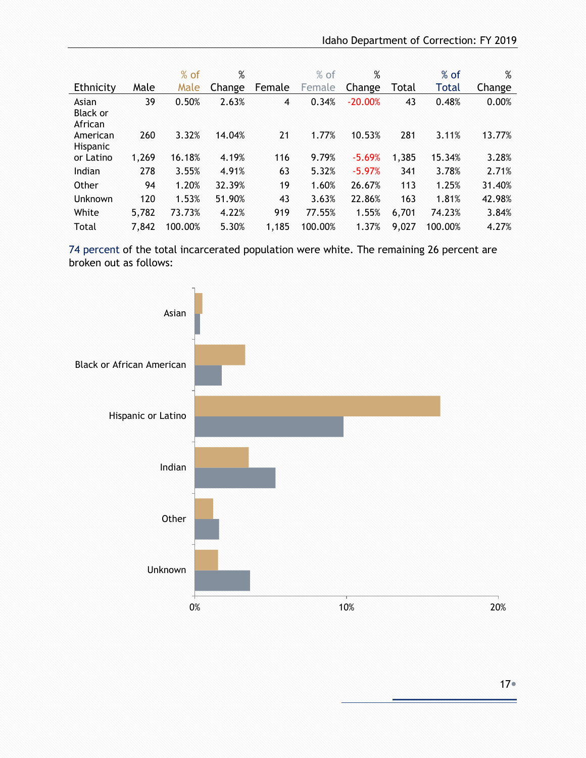| Ethnicity | Male | % of Male | % Change | Female | % of Female | % Change | Total | % of Total | % Change |
|---|---|---|---|---|---|---|---|---|---|
| Asian | 39 | 0.50% | 2.63% | 4 | 0.34% | -20.00% | 43 | 0.48% | 0.00% |
| Black or African American | 260 | 3.32% | 14.04% | 21 | 1.77% | 10.53% | 281 | 3.11% | 13.77% |
| Hispanic or Latino | 1,269 | 16.18% | 4.19% | 116 | 9.79% | -5.69% | 1,385 | 15.34% | 3.28% |
| Indian | 278 | 3.55% | 4.91% | 63 | 5.32% | -5.97% | 341 | 3.78% | 2.71% |
| Other | 94 | 1.20% | 32.39% | 19 | 1.60% | 26.67% | 113 | 1.25% | 31.40% |
| Unknown | 120 | 1.53% | 51.90% | 43 | 3.63% | 22.86% | 163 | 1.81% | 42.98% |
| White | 5,782 | 73.73% | 4.22% | 919 | 77.55% | 1.55% | 6,701 | 74.23% | 3.84% |
| Total | 7,842 | 100.00% | 5.30% | 1,185 | 100.00% | 1.37% | 9,027 | 100.00% | 4.27% |

74 percent of the total incarcerated population were white. The remaining 26 percent are broken out as follows:

Asian

Black or African American

Hispanic or Latino

Indian

Other

Unknown

0% 10% 20%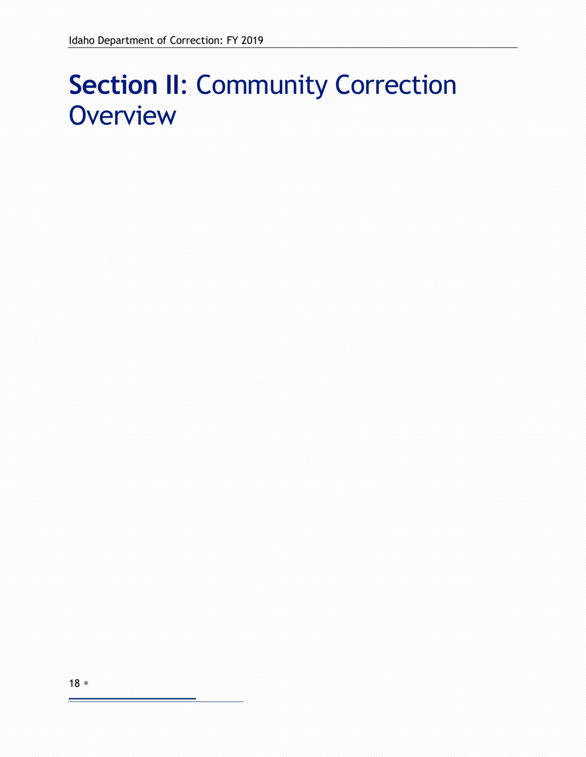# Section II: Community Correction Overview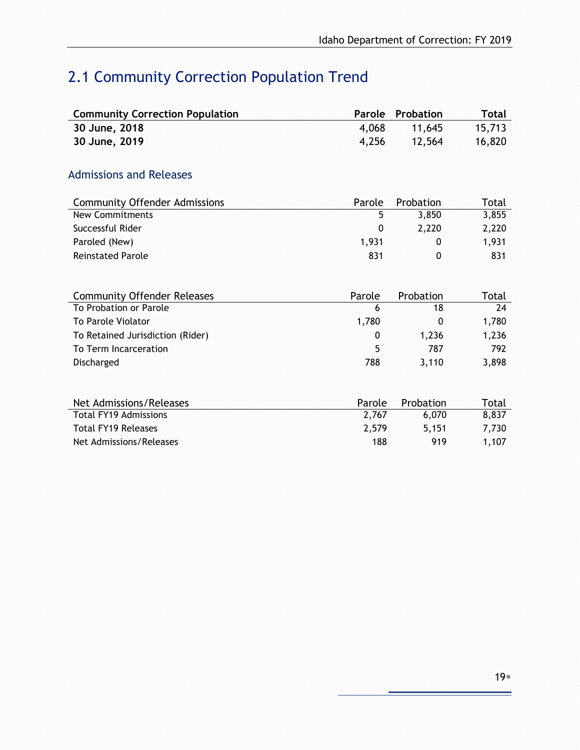## 2.1 Community Correction Population Trend

| Community Correction Population | Parole | Probation | Total |
|---|---|---|---|
| **30 June, 2018** | 4,068 | 11,645 | 15,713 |
| **30 June, 2019** | 4,256 | 12,564 | 16,820 |

### Admissions and Releases

| Community Offender Admissions | Parole | Probation | Total |
|---|---|---|---|
| New Commitments | 5 | 3,850 | 3,855 |
| Successful Rider | 0 | 2,220 | 2,220 |
| Paroled (New) | 1,931 | 0 | 1,931 |
| Reinstated Parole | 831 | 0 | 831 |

| Community Offender Releases | Parole | Probation | Total |
|---|---|---|---|
| To Probation or Parole | 6 | 18 | 24 |
| To Parole Violator | 1,780 | 0 | 1,780 |
| To Retained Jurisdiction (Rider) | 0 | 1,236 | 1,236 |
| To Term Incarceration | 5 | 787 | 792 |
| Discharged | 788 | 3,110 | 3,898 |

| Net Admissions/Releases | Parole | Probation | Total |
|---|---|---|---|
| Total FY19 Admissions | 2,767 | 6,070 | 8,837 |
| Total FY19 Releases | 2,579 | 5,151 | 7,730 |
| Net Admissions/Releases | 188 | 919 | 1,107 |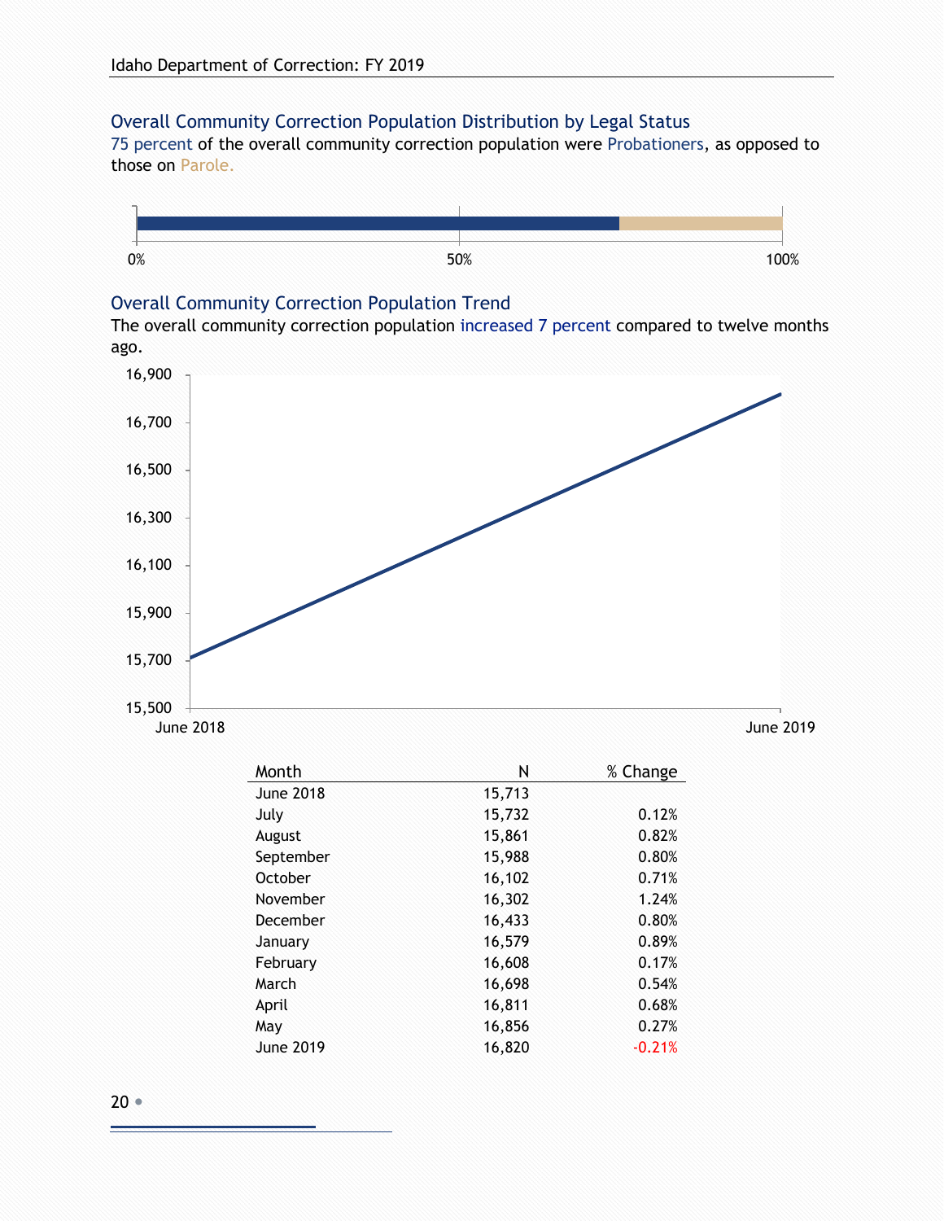## Overall Community Correction Population Distribution by Legal Status

75 percent of the overall community correction population were Probationers, as opposed to those on Parole.

## Overall Community Correction Population Trend

The overall community correction population increased 7 percent compared to twelve months ago.

| Month | N | % Change |
|---|---|---|
| June 2018 | 15,713 | |
| July | 15,732 | 0.12% |
| August | 15,861 | 0.82% |
| September | 15,988 | 0.80% |
| October | 16,102 | 0.71% |
| November | 16,302 | 1.24% |
| December | 16,433 | 0.80% |
| January | 16,579 | 0.89% |
| February | 16,608 | 0.17% |
| March | 16,698 | 0.54% |
| April | 16,811 | 0.68% |
| May | 16,856 | 0.27% |
| June 2019 | 16,820 | -0.21% |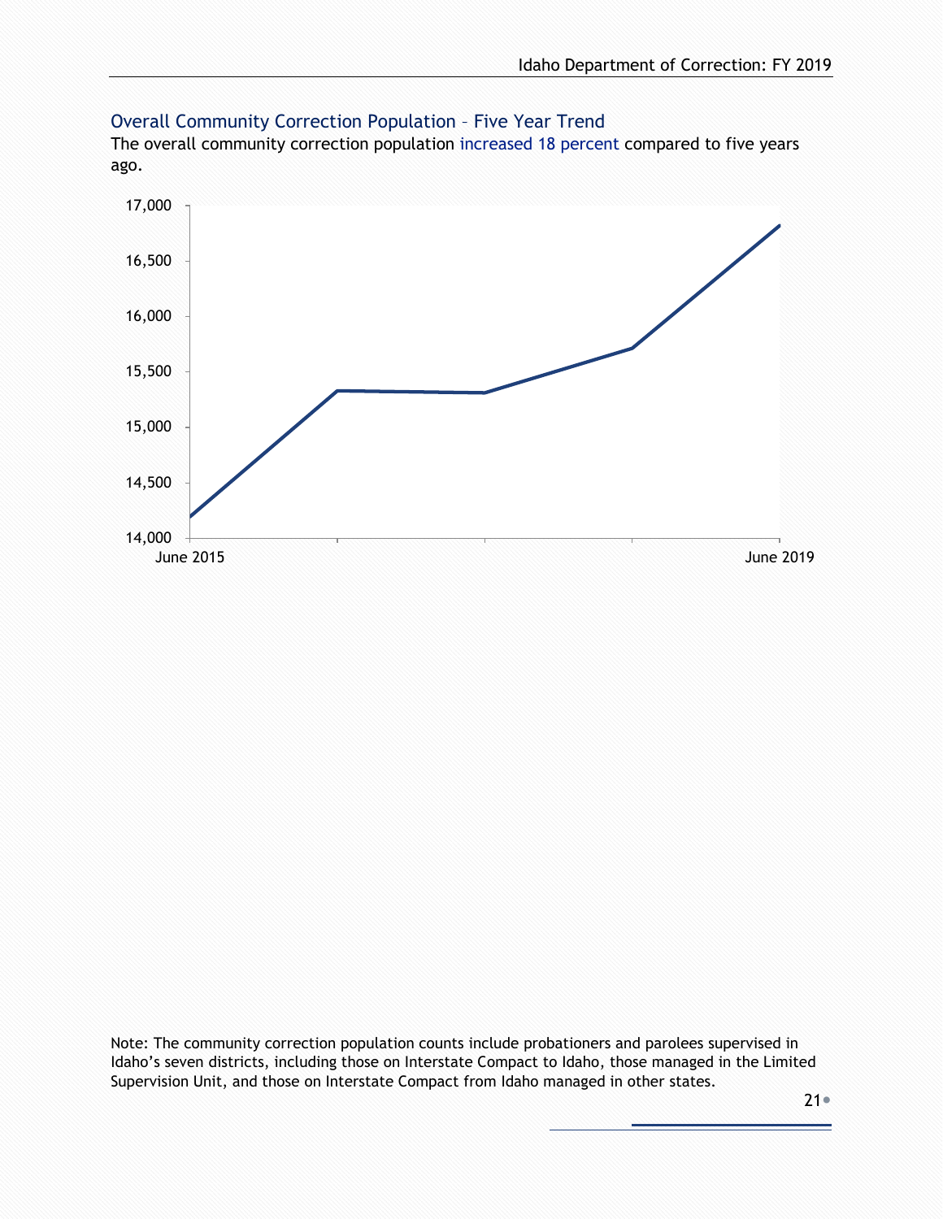## Overall Community Correction Population – Five Year Trend

The overall community correction population increased 18 percent compared to five years ago.

Note: The community correction population counts include probationers and parolees supervised in Idaho's seven districts, including those on Interstate Compact to Idaho, those managed in the Limited Supervision Unit, and those on Interstate Compact from Idaho managed in other states.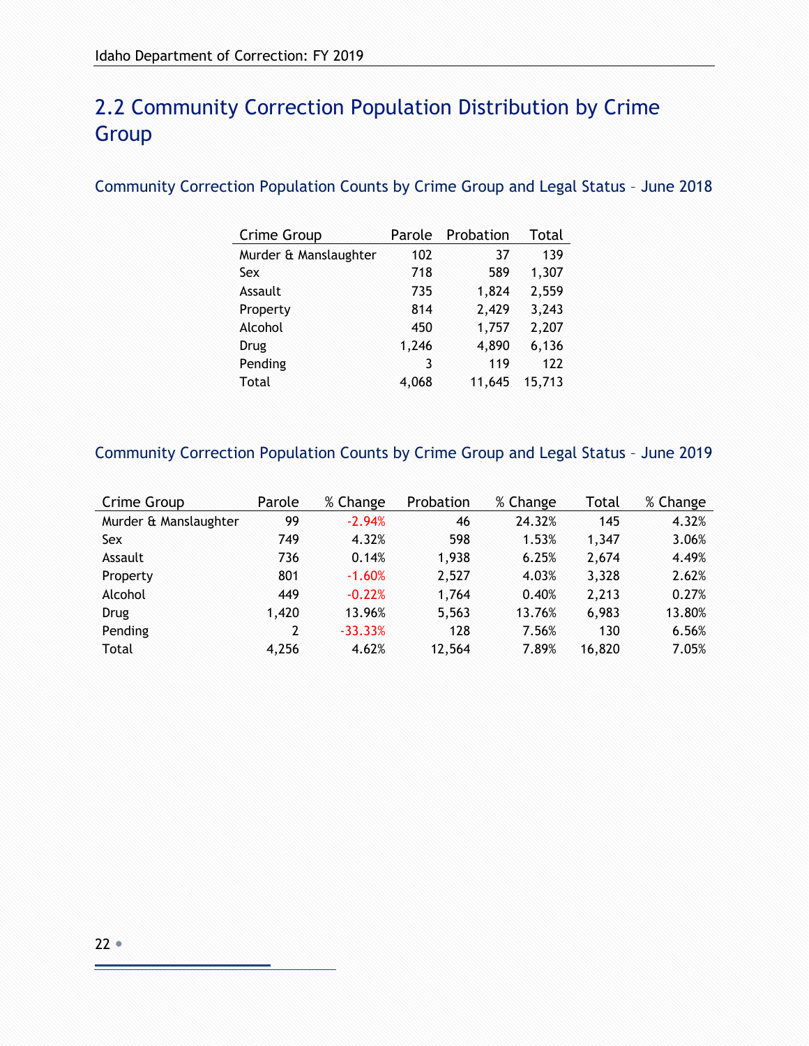## 2.2 Community Correction Population Distribution by Crime Group

### Community Correction Population Counts by Crime Group and Legal Status – June 2018

| Crime Group | Parole | Probation | Total |
|---|---|---|---|
| Murder & Manslaughter | 102 | 37 | 139 |
| Sex | 718 | 589 | 1,307 |
| Assault | 735 | 1,824 | 2,559 |
| Property | 814 | 2,429 | 3,243 |
| Alcohol | 450 | 1,757 | 2,207 |
| Drug | 1,246 | 4,890 | 6,136 |
| Pending | 3 | 119 | 122 |
| Total | 4,068 | 11,645 | 15,713 |

### Community Correction Population Counts by Crime Group and Legal Status – June 2019

| Crime Group | Parole | % Change | Probation | % Change | Total | % Change |
|---|---|---|---|---|---|---|
| Murder & Manslaughter | 99 | -2.94% | 46 | 24.32% | 145 | 4.32% |
| Sex | 749 | 4.32% | 598 | 1.53% | 1,347 | 3.06% |
| Assault | 736 | 0.14% | 1,938 | 6.25% | 2,674 | 4.49% |
| Property | 801 | -1.60% | 2,527 | 4.03% | 3,328 | 2.62% |
| Alcohol | 449 | -0.22% | 1,764 | 0.40% | 2,213 | 0.27% |
| Drug | 1,420 | 13.96% | 5,563 | 13.76% | 6,983 | 13.80% |
| Pending | 2 | -33.33% | 128 | 7.56% | 130 | 6.56% |
| Total | 4,256 | 4.62% | 12,564 | 7.89% | 16,820 | 7.05% |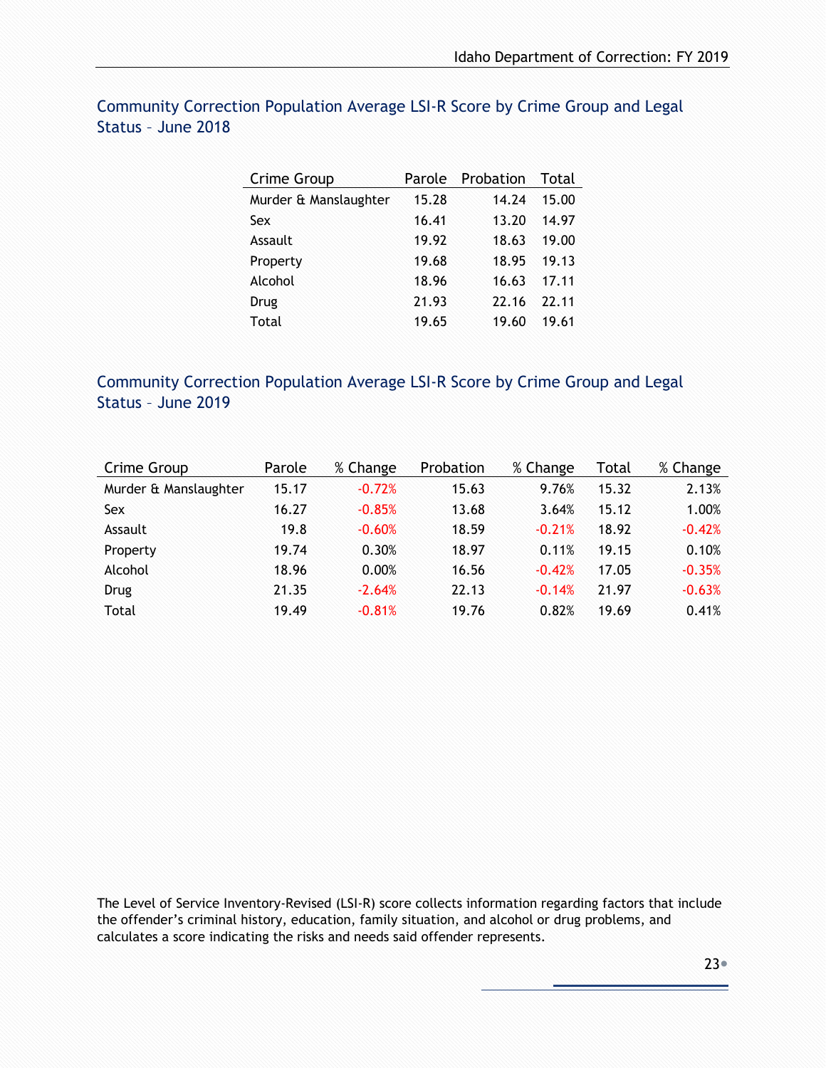## Community Correction Population Average LSI-R Score by Crime Group and Legal Status – June 2018

| Crime Group | Parole | Probation | Total |
|---|---|---|---|
| Murder & Manslaughter | 15.28 | 14.24 | 15.00 |
| Sex | 16.41 | 13.20 | 14.97 |
| Assault | 19.92 | 18.63 | 19.00 |
| Property | 19.68 | 18.95 | 19.13 |
| Alcohol | 18.96 | 16.63 | 17.11 |
| Drug | 21.93 | 22.16 | 22.11 |
| Total | 19.65 | 19.60 | 19.61 |

## Community Correction Population Average LSI-R Score by Crime Group and Legal Status – June 2019

| Crime Group | Parole | % Change | Probation | % Change | Total | % Change |
|---|---|---|---|---|---|---|
| Murder & Manslaughter | 15.17 | -0.72% | 15.63 | 9.76% | 15.32 | 2.13% |
| Sex | 16.27 | -0.85% | 13.68 | 3.64% | 15.12 | 1.00% |
| Assault | 19.8 | -0.60% | 18.59 | -0.21% | 18.92 | -0.42% |
| Property | 19.74 | 0.30% | 18.97 | 0.11% | 19.15 | 0.10% |
| Alcohol | 18.96 | 0.00% | 16.56 | -0.42% | 17.05 | -0.35% |
| Drug | 21.35 | -2.64% | 22.13 | -0.14% | 21.97 | -0.63% |
| Total | 19.49 | -0.81% | 19.76 | 0.82% | 19.69 | 0.41% |

The Level of Service Inventory-Revised (LSI-R) score collects information regarding factors that include the offender's criminal history, education, family situation, and alcohol or drug problems, and calculates a score indicating the risks and needs said offender represents.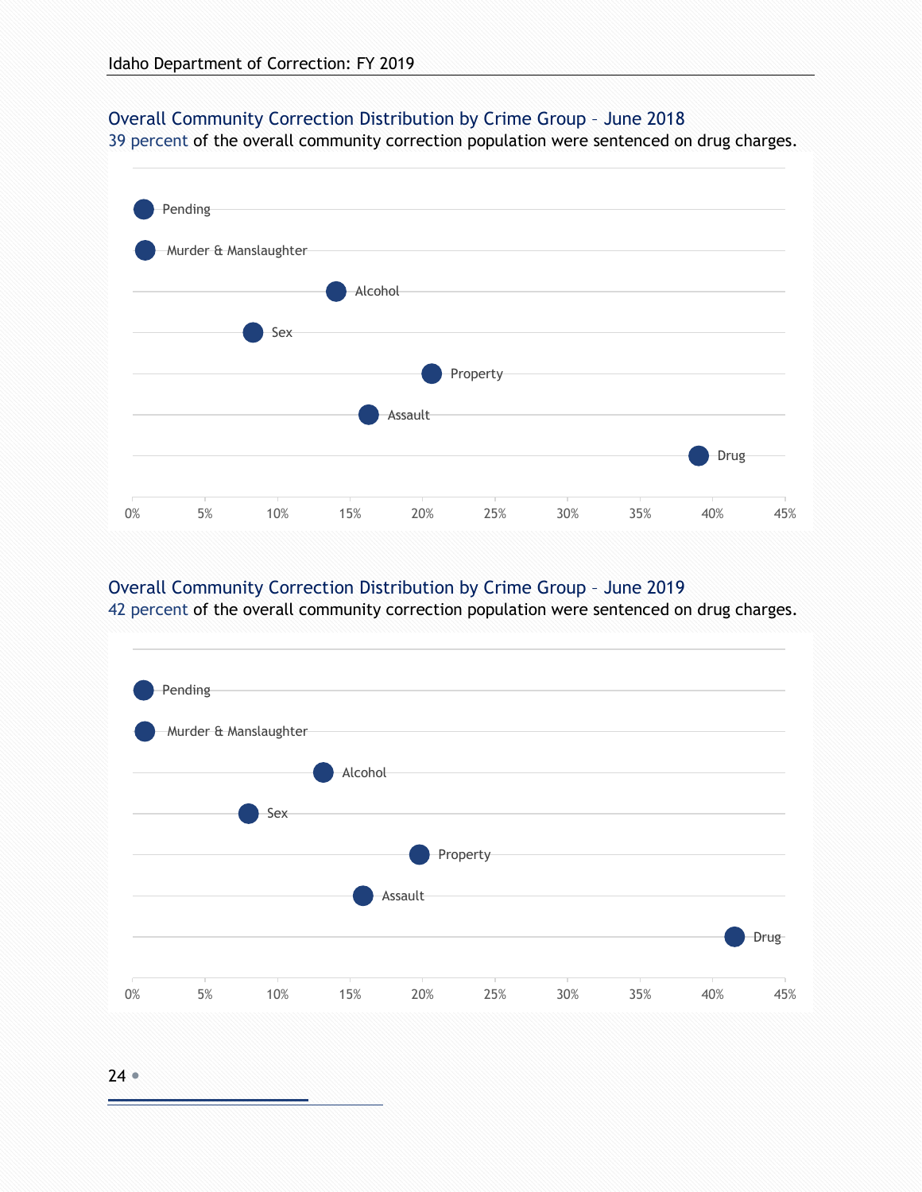## Overall Community Correction Distribution by Crime Group – June 2018

39 percent of the overall community correction population were sentenced on drug charges.

Pending

Murder & Manslaughter

Alcohol

Sex

Property

Assault

Drug

0% 5% 10% 15% 20% 25% 30% 35% 40% 45%

## Overall Community Correction Distribution by Crime Group – June 2019

42 percent of the overall community correction population were sentenced on drug charges.

Pending

Murder & Manslaughter

Alcohol

Sex

Property

Assault

Drug

0% 5% 10% 15% 20% 25% 30% 35% 40% 45%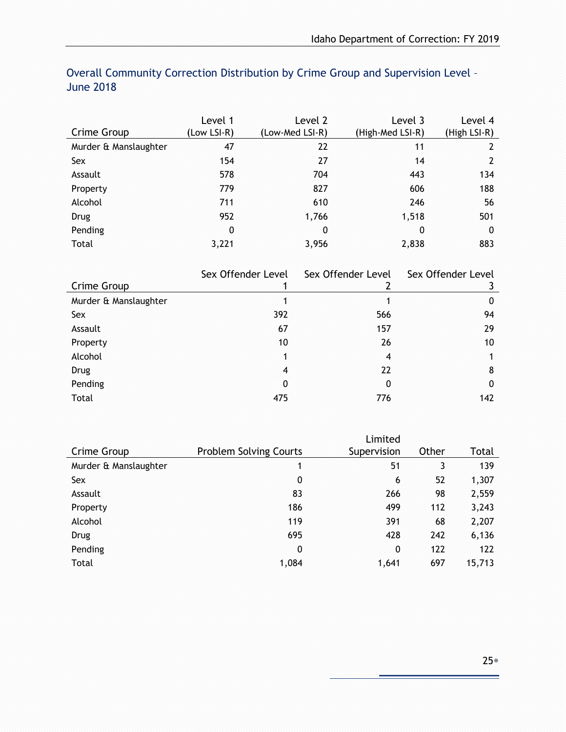## Overall Community Correction Distribution by Crime Group and Supervision Level – June 2018

| Crime Group | Level 1 (Low LSI-R) | Level 2 (Low-Med LSI-R) | Level 3 (High-Med LSI-R) | Level 4 (High LSI-R) |
|---|---|---|---|---|
| Murder & Manslaughter | 47 | 22 | 11 | 2 |
| Sex | 154 | 27 | 14 | 2 |
| Assault | 578 | 704 | 443 | 134 |
| Property | 779 | 827 | 606 | 188 |
| Alcohol | 711 | 610 | 246 | 56 |
| Drug | 952 | 1,766 | 1,518 | 501 |
| Pending | 0 | 0 | 0 | 0 |
| Total | 3,221 | 3,956 | 2,838 | 883 |

| Crime Group | Sex Offender Level 1 | Sex Offender Level 2 | Sex Offender Level 3 |
|---|---|---|---|
| Murder & Manslaughter | 1 | 1 | 0 |
| Sex | 392 | 566 | 94 |
| Assault | 67 | 157 | 29 |
| Property | 10 | 26 | 10 |
| Alcohol | 1 | 4 | 1 |
| Drug | 4 | 22 | 8 |
| Pending | 0 | 0 | 0 |
| Total | 475 | 776 | 142 |

| Crime Group | Problem Solving Courts | Limited Supervision | Other | Total |
|---|---|---|---|---|
| Murder & Manslaughter | 1 | 51 | 3 | 139 |
| Sex | 0 | 6 | 52 | 1,307 |
| Assault | 83 | 266 | 98 | 2,559 |
| Property | 186 | 499 | 112 | 3,243 |
| Alcohol | 119 | 391 | 68 | 2,207 |
| Drug | 695 | 428 | 242 | 6,136 |
| Pending | 0 | 0 | 122 | 122 |
| Total | 1,084 | 1,641 | 697 | 15,713 |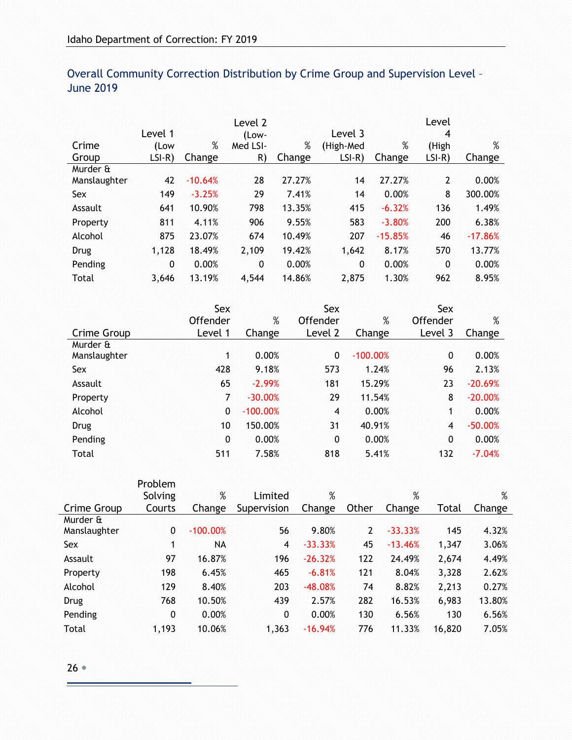## Overall Community Correction Distribution by Crime Group and Supervision Level – June 2019

| Crime Group | Level 1 (Low LSI-R) | % Change | Level 2 (Low-Med LSI-R) | % Change | Level 3 (High-Med LSI-R) | % Change | Level 4 (High LSI-R) | % Change |
|---|---|---|---|---|---|---|---|---|
| Murder & Manslaughter | 42 | -10.64% | 28 | 27.27% | 14 | 27.27% | 2 | 0.00% |
| Sex | 149 | -3.25% | 29 | 7.41% | 14 | 0.00% | 8 | 300.00% |
| Assault | 641 | 10.90% | 798 | 13.35% | 415 | -6.32% | 136 | 1.49% |
| Property | 811 | 4.11% | 906 | 9.55% | 583 | -3.80% | 200 | 6.38% |
| Alcohol | 875 | 23.07% | 674 | 10.49% | 207 | -15.85% | 46 | -17.86% |
| Drug | 1,128 | 18.49% | 2,109 | 19.42% | 1,642 | 8.17% | 570 | 13.77% |
| Pending | 0 | 0.00% | 0 | 0.00% | 0 | 0.00% | 0 | 0.00% |
| Total | 3,646 | 13.19% | 4,544 | 14.86% | 2,875 | 1.30% | 962 | 8.95% |

| Crime Group | Sex Offender Level 1 | % Change | Sex Offender Level 2 | % Change | Sex Offender Level 3 | % Change |
|---|---|---|---|---|---|---|
| Murder & Manslaughter | 1 | 0.00% | 0 | -100.00% | 0 | 0.00% |
| Sex | 428 | 9.18% | 573 | 1.24% | 96 | 2.13% |
| Assault | 65 | -2.99% | 181 | 15.29% | 23 | -20.69% |
| Property | 7 | -30.00% | 29 | 11.54% | 8 | -20.00% |
| Alcohol | 0 | -100.00% | 4 | 0.00% | 1 | 0.00% |
| Drug | 10 | 150.00% | 31 | 40.91% | 4 | -50.00% |
| Pending | 0 | 0.00% | 0 | 0.00% | 0 | 0.00% |
| Total | 511 | 7.58% | 818 | 5.41% | 132 | -7.04% |

| Crime Group | Problem Solving Courts | % Change | Limited Supervision | % Change | Other | % Change | Total | % Change |
|---|---|---|---|---|---|---|---|---|
| Murder & Manslaughter | 0 | -100.00% | 56 | 9.80% | 2 | -33.33% | 145 | 4.32% |
| Sex | 1 | NA | 4 | -33.33% | 45 | -13.46% | 1,347 | 3.06% |
| Assault | 97 | 16.87% | 196 | -26.32% | 122 | 24.49% | 2,674 | 4.49% |
| Property | 198 | 6.45% | 465 | -6.81% | 121 | 8.04% | 3,328 | 2.62% |
| Alcohol | 129 | 8.40% | 203 | -48.08% | 74 | 8.82% | 2,213 | 0.27% |
| Drug | 768 | 10.50% | 439 | 2.57% | 282 | 16.53% | 6,983 | 13.80% |
| Pending | 0 | 0.00% | 0 | 0.00% | 130 | 6.56% | 130 | 6.56% |
| Total | 1,193 | 10.06% | 1,363 | -16.94% | 776 | 11.33% | 16,820 | 7.05% |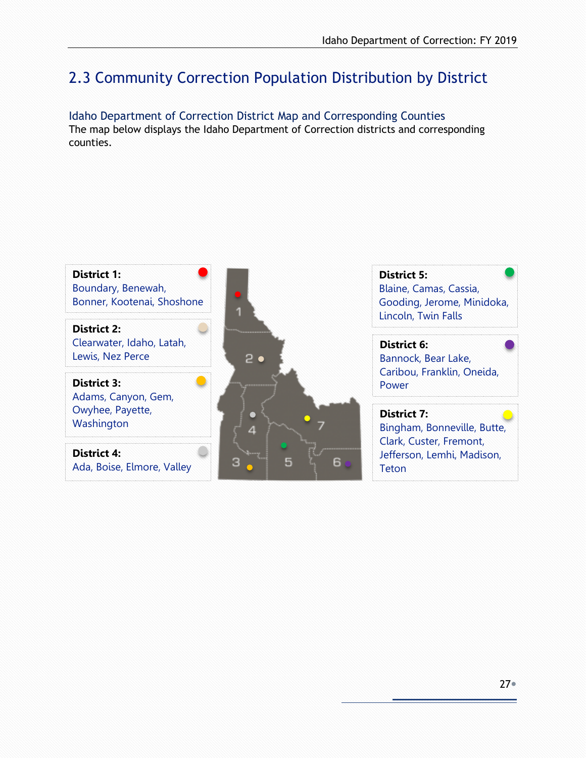## 2.3 Community Correction Population Distribution by District

### Idaho Department of Correction District Map and Corresponding Counties

The map below displays the Idaho Department of Correction districts and corresponding counties.

**District 1:**
Boundary, Benewah, Bonner, Kootenai, Shoshone

**District 2:**
Clearwater, Idaho, Latah, Lewis, Nez Perce

**District 3:**
Adams, Canyon, Gem, Owyhee, Payette, Washington

**District 4:**
Ada, Boise, Elmore, Valley

**District 5:**
Blaine, Camas, Cassia, Gooding, Jerome, Minidoka, Lincoln, Twin Falls

**District 6:**
Bannock, Bear Lake, Caribou, Franklin, Oneida, Power

**District 7:**
Bingham, Bonneville, Butte, Clark, Custer, Fremont, Jefferson, Lemhi, Madison, Teton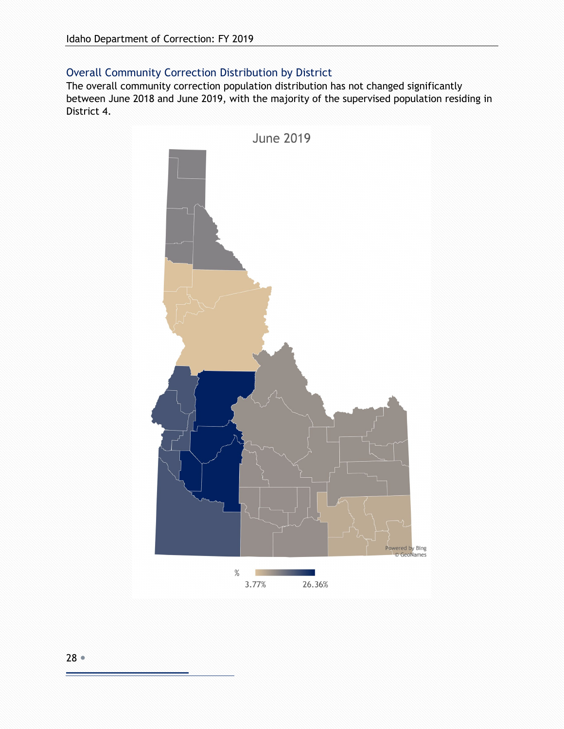## Overall Community Correction Distribution by District

The overall community correction population distribution has not changed significantly between June 2018 and June 2019, with the majority of the supervised population residing in District 4.

June 2019

% 3.77% 26.36%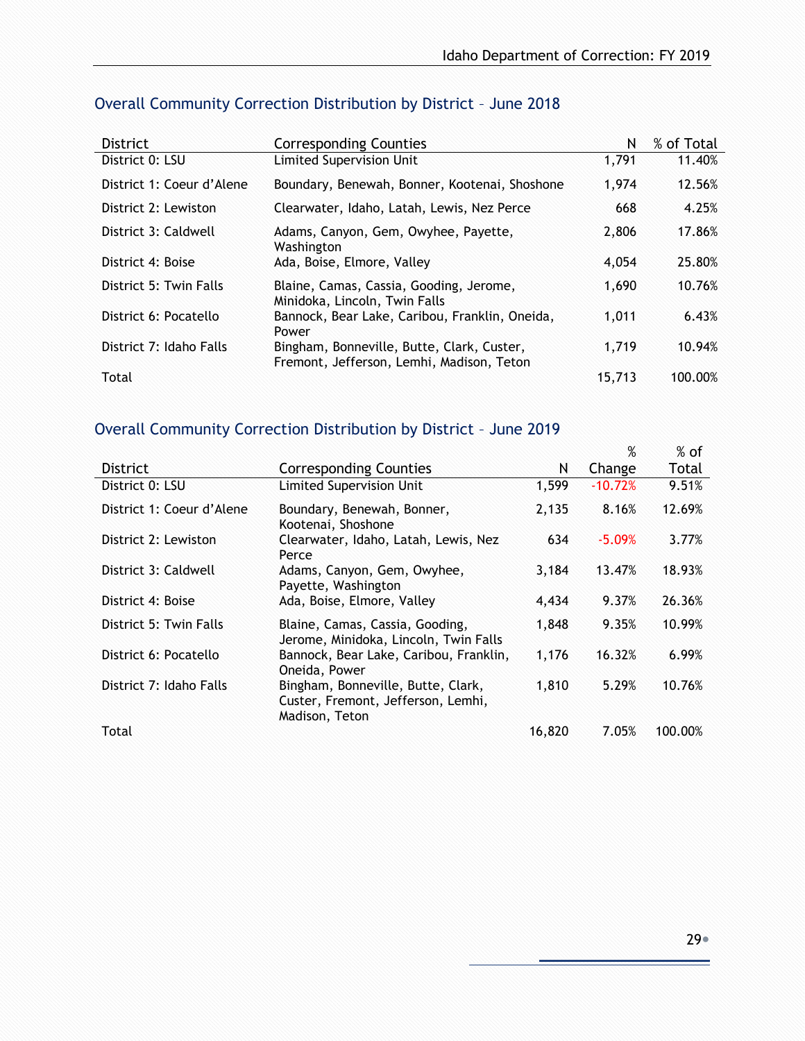## Overall Community Correction Distribution by District – June 2018

| District | Corresponding Counties | N | % of Total |
|---|---|---|---|
| District 0: LSU | Limited Supervision Unit | 1,791 | 11.40% |
| District 1: Coeur d'Alene | Boundary, Benewah, Bonner, Kootenai, Shoshone | 1,974 | 12.56% |
| District 2: Lewiston | Clearwater, Idaho, Latah, Lewis, Nez Perce | 668 | 4.25% |
| District 3: Caldwell | Adams, Canyon, Gem, Owyhee, Payette, Washington | 2,806 | 17.86% |
| District 4: Boise | Ada, Boise, Elmore, Valley | 4,054 | 25.80% |
| District 5: Twin Falls | Blaine, Camas, Cassia, Gooding, Jerome, Minidoka, Lincoln, Twin Falls | 1,690 | 10.76% |
| District 6: Pocatello | Bannock, Bear Lake, Caribou, Franklin, Oneida, Power | 1,011 | 6.43% |
| District 7: Idaho Falls | Bingham, Bonneville, Butte, Clark, Custer, Fremont, Jefferson, Lemhi, Madison, Teton | 1,719 | 10.94% |
| Total | | 15,713 | 100.00% |

## Overall Community Correction Distribution by District – June 2019

| District | Corresponding Counties | N | % Change | % of Total |
|---|---|---|---|---|
| District 0: LSU | Limited Supervision Unit | 1,599 | -10.72% | 9.51% |
| District 1: Coeur d'Alene | Boundary, Benewah, Bonner, Kootenai, Shoshone | 2,135 | 8.16% | 12.69% |
| District 2: Lewiston | Clearwater, Idaho, Latah, Lewis, Nez Perce | 634 | -5.09% | 3.77% |
| District 3: Caldwell | Adams, Canyon, Gem, Owyhee, Payette, Washington | 3,184 | 13.47% | 18.93% |
| District 4: Boise | Ada, Boise, Elmore, Valley | 4,434 | 9.37% | 26.36% |
| District 5: Twin Falls | Blaine, Camas, Cassia, Gooding, Jerome, Minidoka, Lincoln, Twin Falls | 1,848 | 9.35% | 10.99% |
| District 6: Pocatello | Bannock, Bear Lake, Caribou, Franklin, Oneida, Power | 1,176 | 16.32% | 6.99% |
| District 7: Idaho Falls | Bingham, Bonneville, Butte, Clark, Custer, Fremont, Jefferson, Lemhi, Madison, Teton | 1,810 | 5.29% | 10.76% |
| Total | | 16,820 | 7.05% | 100.00% |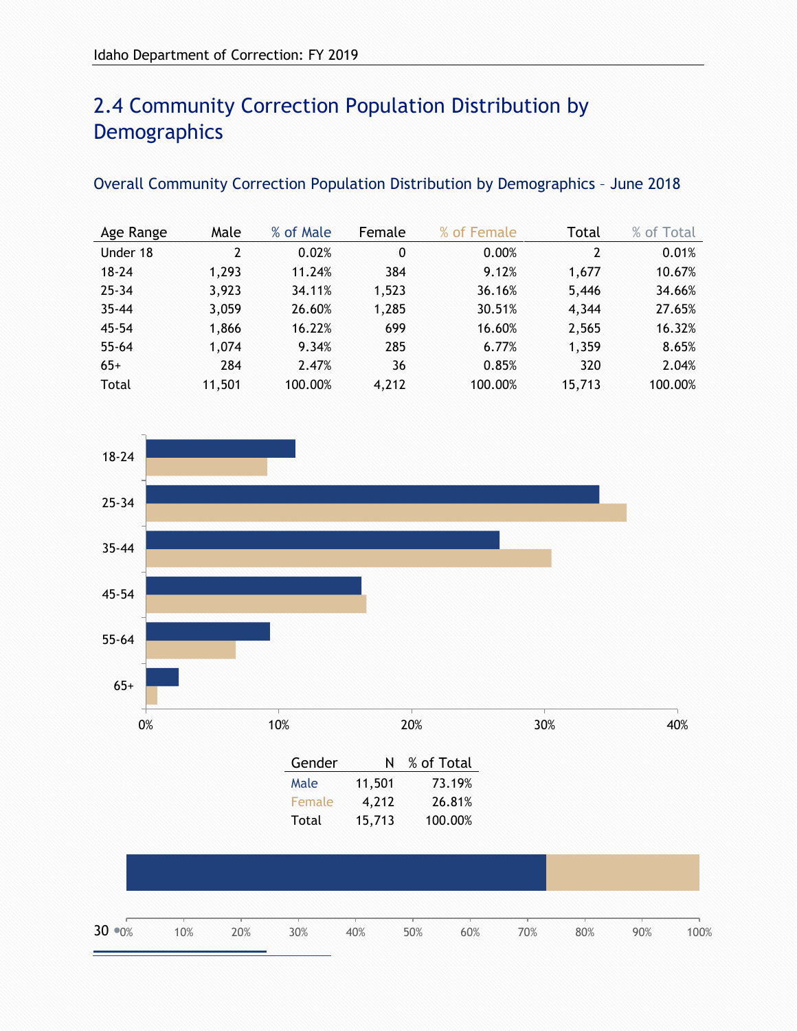## 2.4 Community Correction Population Distribution by Demographics

### Overall Community Correction Population Distribution by Demographics – June 2018

| Age Range | Male | % of Male | Female | % of Female | Total | % of Total |
|---|---|---|---|---|---|---|
| Under 18 | 2 | 0.02% | 0 | 0.00% | 2 | 0.01% |
| 18-24 | 1,293 | 11.24% | 384 | 9.12% | 1,677 | 10.67% |
| 25-34 | 3,923 | 34.11% | 1,523 | 36.16% | 5,446 | 34.66% |
| 35-44 | 3,059 | 26.60% | 1,285 | 30.51% | 4,344 | 27.65% |
| 45-54 | 1,866 | 16.22% | 699 | 16.60% | 2,565 | 16.32% |
| 55-64 | 1,074 | 9.34% | 285 | 6.77% | 1,359 | 8.65% |
| 65+ | 284 | 2.47% | 36 | 0.85% | 320 | 2.04% |
| Total | 11,501 | 100.00% | 4,212 | 100.00% | 15,713 | 100.00% |

| Gender | N | % of Total |
|---|---|---|
| Male | 11,501 | 73.19% |
| Female | 4,212 | 26.81% |
| Total | 15,713 | 100.00% |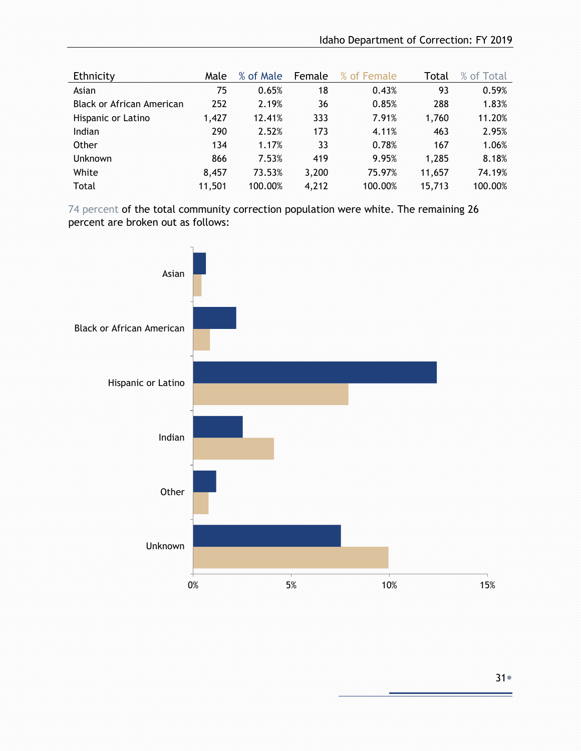| Ethnicity | Male | % of Male | Female | % of Female | Total | % of Total |
|---|---|---|---|---|---|---|
| Asian | 75 | 0.65% | 18 | 0.43% | 93 | 0.59% |
| Black or African American | 252 | 2.19% | 36 | 0.85% | 288 | 1.83% |
| Hispanic or Latino | 1,427 | 12.41% | 333 | 7.91% | 1,760 | 11.20% |
| Indian | 290 | 2.52% | 173 | 4.11% | 463 | 2.95% |
| Other | 134 | 1.17% | 33 | 0.78% | 167 | 1.06% |
| Unknown | 866 | 7.53% | 419 | 9.95% | 1,285 | 8.18% |
| White | 8,457 | 73.53% | 3,200 | 75.97% | 11,657 | 74.19% |
| Total | 11,501 | 100.00% | 4,212 | 100.00% | 15,713 | 100.00% |

74 percent of the total community correction population were white. The remaining 26 percent are broken out as follows:

| Ethnicity | % of Male | % of Female |
|---|---|---|
| Asian | 0.65% | 0.43% |
| Black or African American | 2.19% | 0.85% |
| Hispanic or Latino | 12.41% | 7.91% |
| Indian | 2.52% | 4.11% |
| Other | 1.17% | 0.78% |
| Unknown | 7.53% | 9.95% |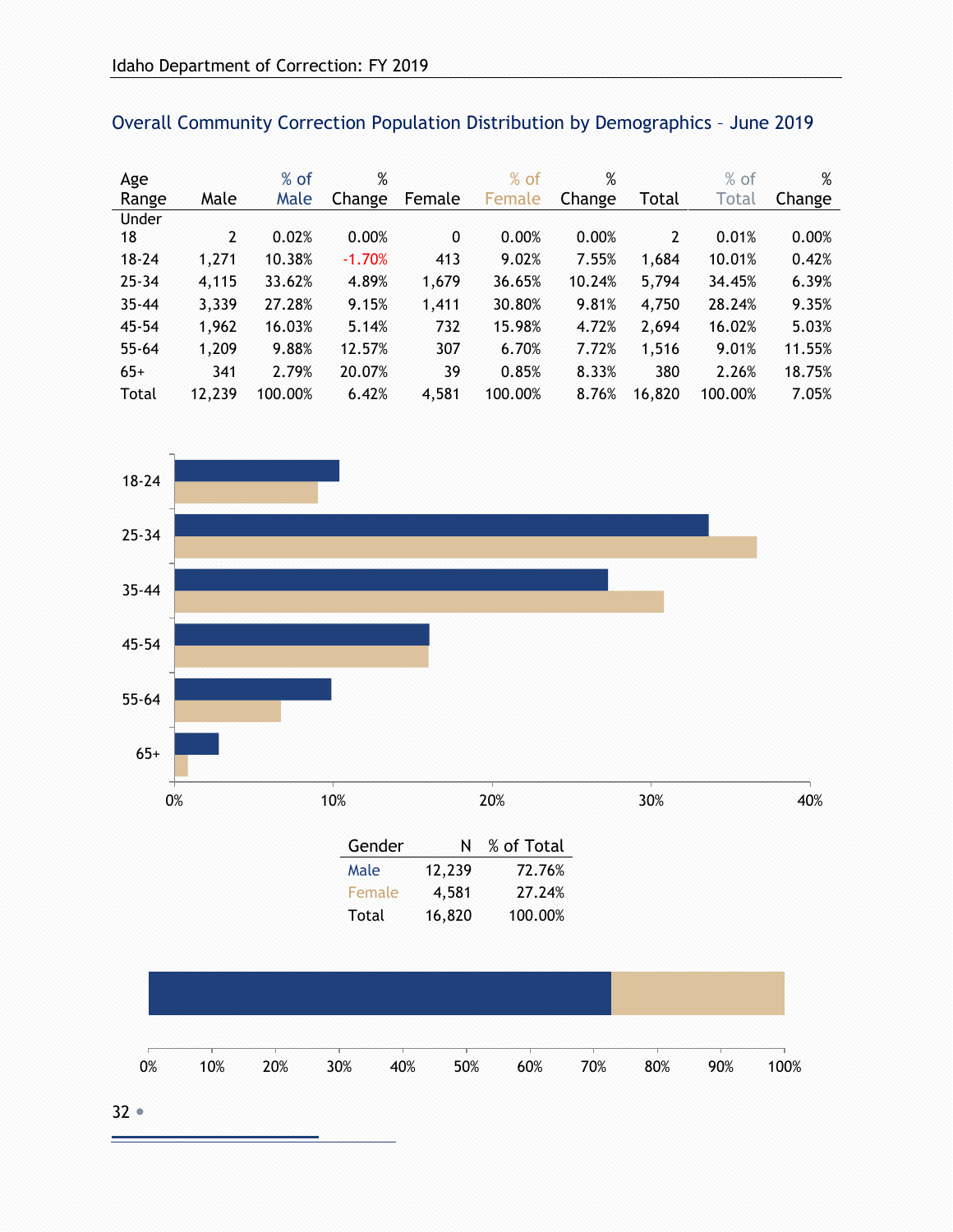## Overall Community Correction Population Distribution by Demographics – June 2019

| Age Range | Male | % of Male | % Change | Female | % of Female | % Change | Total | % of Total | % Change |
|---|---|---|---|---|---|---|---|---|---|
| Under 18 | 2 | 0.02% | 0.00% | 0 | 0.00% | 0.00% | 2 | 0.01% | 0.00% |
| 18-24 | 1,271 | 10.38% | -1.70% | 413 | 9.02% | 7.55% | 1,684 | 10.01% | 0.42% |
| 25-34 | 4,115 | 33.62% | 4.89% | 1,679 | 36.65% | 10.24% | 5,794 | 34.45% | 6.39% |
| 35-44 | 3,339 | 27.28% | 9.15% | 1,411 | 30.80% | 9.81% | 4,750 | 28.24% | 9.35% |
| 45-54 | 1,962 | 16.03% | 5.14% | 732 | 15.98% | 4.72% | 2,694 | 16.02% | 5.03% |
| 55-64 | 1,209 | 9.88% | 12.57% | 307 | 6.70% | 7.72% | 1,516 | 9.01% | 11.55% |
| 65+ | 341 | 2.79% | 20.07% | 39 | 0.85% | 8.33% | 380 | 2.26% | 18.75% |
| Total | 12,239 | 100.00% | 6.42% | 4,581 | 100.00% | 8.76% | 16,820 | 100.00% | 7.05% |

| Gender | N | % of Total |
|---|---|---|
| Male | 12,239 | 72.76% |
| Female | 4,581 | 27.24% |
| Total | 16,820 | 100.00% |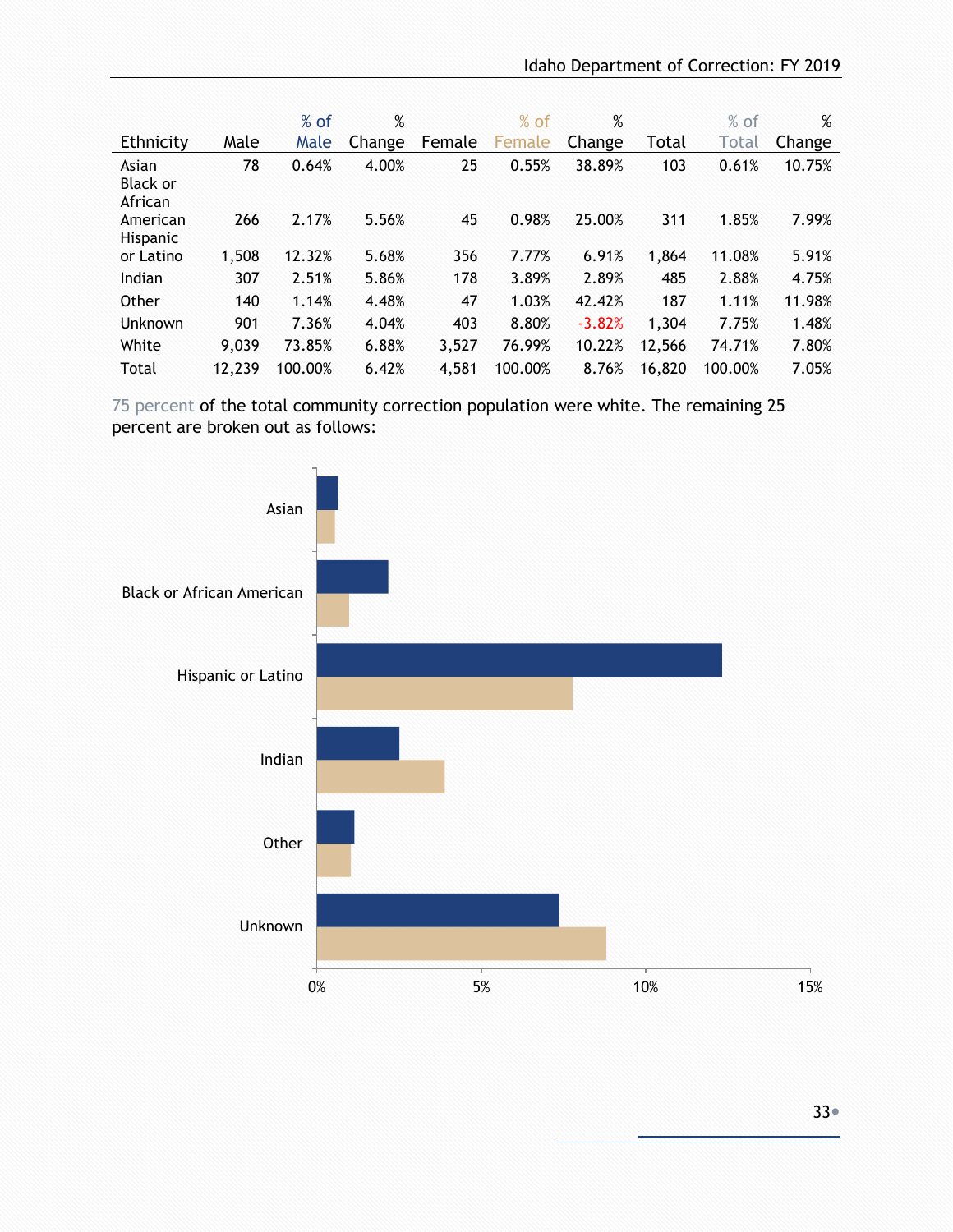| Ethnicity | Male | % of Male | % Change | Female | % of Female | % Change | Total | % of Total | % Change |
|---|---|---|---|---|---|---|---|---|---|
| Asian | 78 | 0.64% | 4.00% | 25 | 0.55% | 38.89% | 103 | 0.61% | 10.75% |
| Black or African American | 266 | 2.17% | 5.56% | 45 | 0.98% | 25.00% | 311 | 1.85% | 7.99% |
| Hispanic or Latino | 1,508 | 12.32% | 5.68% | 356 | 7.77% | 6.91% | 1,864 | 11.08% | 5.91% |
| Indian | 307 | 2.51% | 5.86% | 178 | 3.89% | 2.89% | 485 | 2.88% | 4.75% |
| Other | 140 | 1.14% | 4.48% | 47 | 1.03% | 42.42% | 187 | 1.11% | 11.98% |
| Unknown | 901 | 7.36% | 4.04% | 403 | 8.80% | -3.82% | 1,304 | 7.75% | 1.48% |
| White | 9,039 | 73.85% | 6.88% | 3,527 | 76.99% | 10.22% | 12,566 | 74.71% | 7.80% |
| Total | 12,239 | 100.00% | 6.42% | 4,581 | 100.00% | 8.76% | 16,820 | 100.00% | 7.05% |

75 percent of the total community correction population were white. The remaining 25 percent are broken out as follows:

| Ethnicity | % of Male | % of Female |
|---|---|---|
| Asian | 0.64% | 0.55% |
| Black or African American | 2.17% | 0.98% |
| Hispanic or Latino | 12.32% | 7.77% |
| Indian | 2.51% | 3.89% |
| Other | 1.14% | 1.03% |
| Unknown | 7.36% | 8.80% |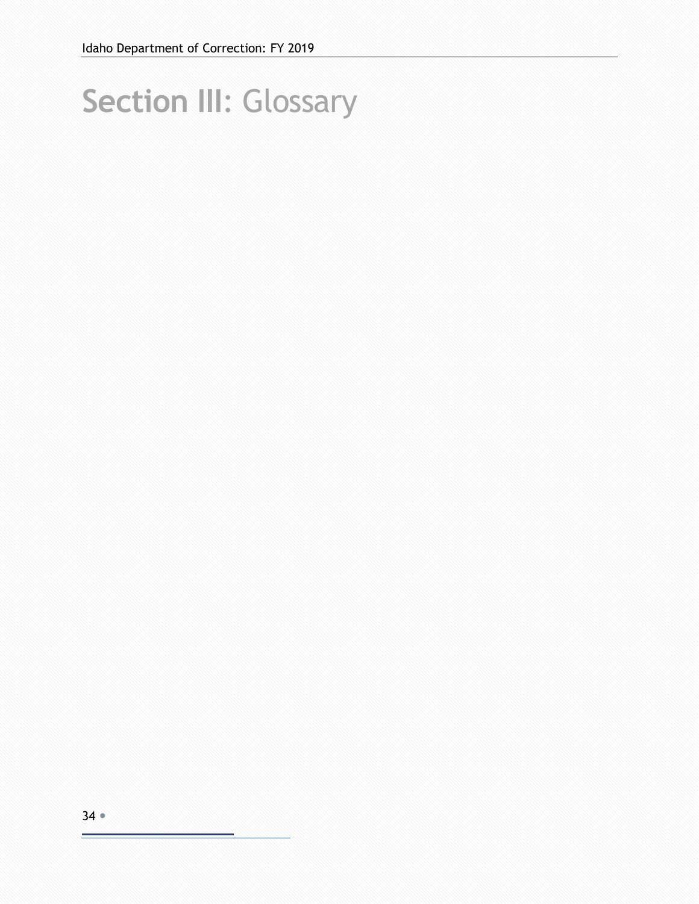# Section III: Glossary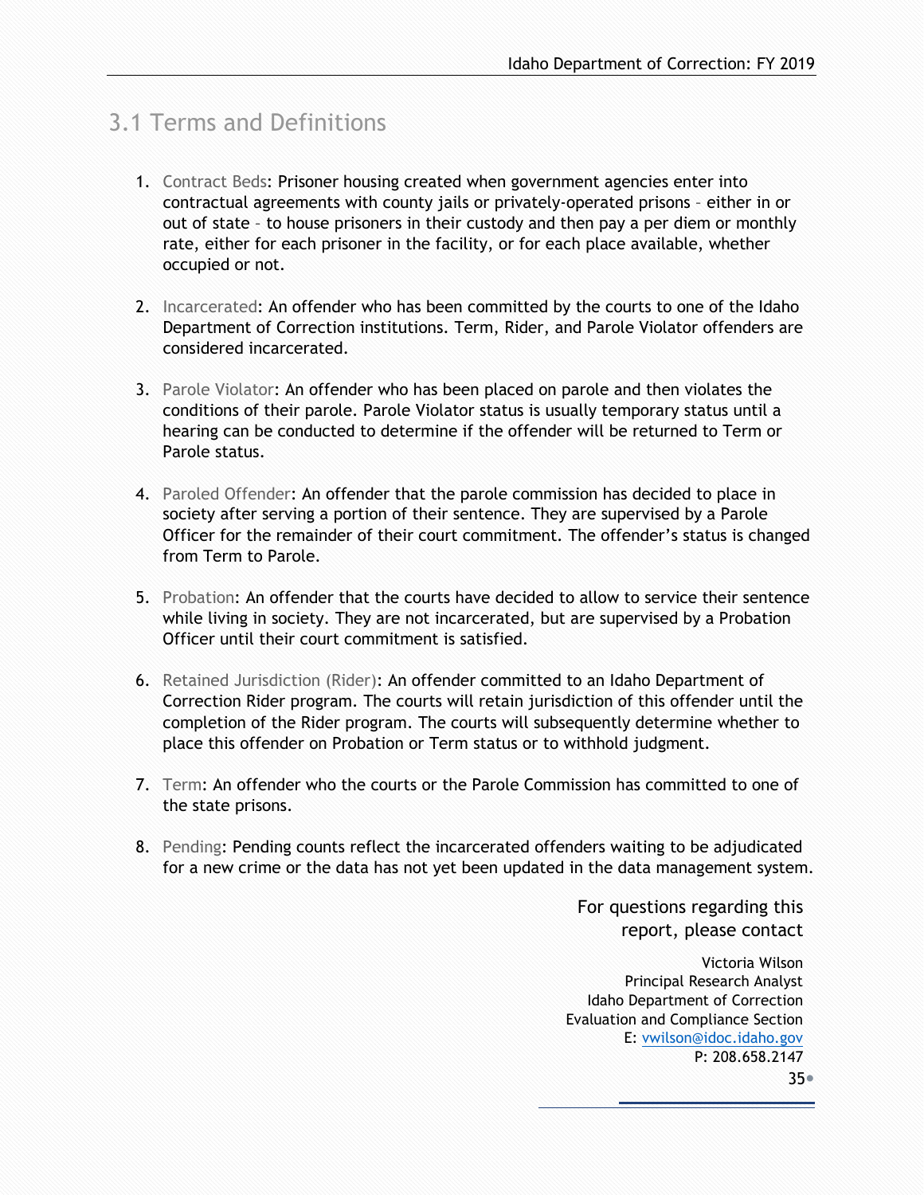## 3.1 Terms and Definitions

1. Contract Beds: Prisoner housing created when government agencies enter into contractual agreements with county jails or privately-operated prisons – either in or out of state – to house prisoners in their custody and then pay a per diem or monthly rate, either for each prisoner in the facility, or for each place available, whether occupied or not.

2. Incarcerated: An offender who has been committed by the courts to one of the Idaho Department of Correction institutions. Term, Rider, and Parole Violator offenders are considered incarcerated.

3. Parole Violator: An offender who has been placed on parole and then violates the conditions of their parole. Parole Violator status is usually temporary status until a hearing can be conducted to determine if the offender will be returned to Term or Parole status.

4. Paroled Offender: An offender that the parole commission has decided to place in society after serving a portion of their sentence. They are supervised by a Parole Officer for the remainder of their court commitment. The offender's status is changed from Term to Parole.

5. Probation: An offender that the courts have decided to allow to service their sentence while living in society. They are not incarcerated, but are supervised by a Probation Officer until their court commitment is satisfied.

6. Retained Jurisdiction (Rider): An offender committed to an Idaho Department of Correction Rider program. The courts will retain jurisdiction of this offender until the completion of the Rider program. The courts will subsequently determine whether to place this offender on Probation or Term status or to withhold judgment.

7. Term: An offender who the courts or the Parole Commission has committed to one of the state prisons.

8. Pending: Pending counts reflect the incarcerated offenders waiting to be adjudicated for a new crime or the data has not yet been updated in the data management system.

For questions regarding this report, please contact

Victoria Wilson
Principal Research Analyst
Idaho Department of Correction
Evaluation and Compliance Section
E: vwilson@idoc.idaho.gov
P: 208.658.2147